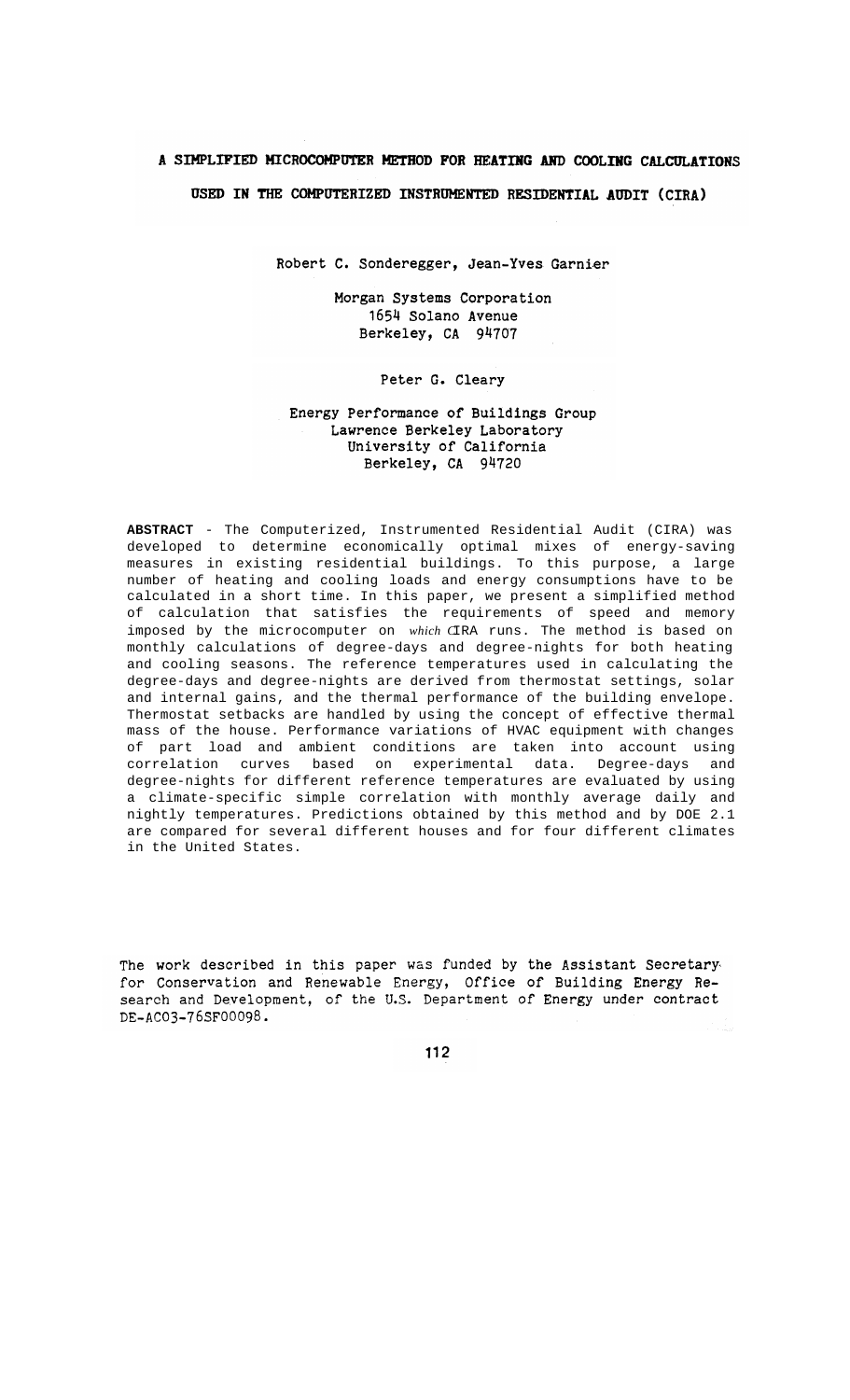# A SIMPLIFIED MICROCOMPUTER METHOD FOR HEATING AND COOLING CALCULATIONS USED IN THE COMPUTERIZED INSTRUMENTED RESIDENTIAL AUDIT (CIRA)

Robert C. Sonderegger, Jean-Yves Garnier

Morgan Systems Corporation
1654 Solano Avenue
Berkeley, CA 94707

Peter G. Cleary

Energy Performance of Buildings Group
Lawrence Berkeley Laboratory
University of California
Berkeley, CA 94720

**ABSTRACT** - The Computerized, Instrumented Residential Audit (CIRA) was developed to determine economically optimal mixes of energy-saving measures in existing residential buildings. To this purpose, a large number of heating and cooling loads and energy consumptions have to be calculated in a short time. In this paper, we present a simplified method of calculation that satisfies the requirements of speed and memory imposed by the microcomputer on *which* CIRA runs. The method is based on monthly calculations of degree-days and degree-nights for both heating and cooling seasons. The reference temperatures used in calculating the degree-days and degree-nights are derived from thermostat settings, solar and internal gains, and the thermal performance of the building envelope. Thermostat setbacks are handled by using the concept of effective thermal mass of the house. Performance variations of HVAC equipment with changes of part load and ambient conditions are taken into account using correlation curves based on experimental data. Degree-days and degree-nights for different reference temperatures are evaluated by using a climate-specific simple correlation with monthly average daily and nightly temperatures. Predictions obtained by this method and by DOE 2.1 are compared for several different houses and for four different climates in the United States.

The work described in this paper was funded by the Assistant Secretary for Conservation and Renewable Energy, Office of Building Energy Research and Development, of the U.S. Department of Energy under contract DE-AC03-76SF00098.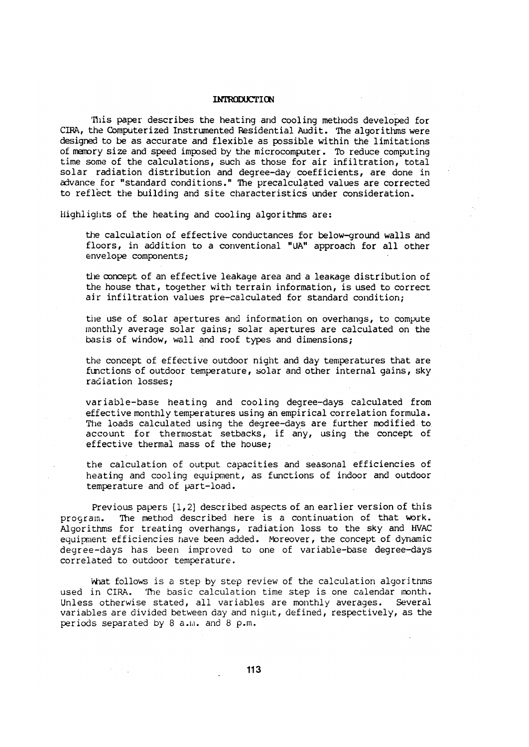## INTRODUCTION

This paper describes the heating and cooling methods developed for CIRA, the Computerized Instrumented Residential Audit. The algorithms were designed to be as accurate and flexible as possible within the limitations of memory size and speed imposed by the microcomputer. To reduce computing time some of the calculations, such as those for air infiltration, total solar radiation distribution and degree-day coefficients, are done in advance for "standard conditions." The precalculated values are corrected to reflect the building and site characteristics under consideration.

Highlights of the heating and cooling algorithms are:

- the calculation of effective conductances for below-ground walls and floors, in addition to a conventional "UA" approach for all other envelope components;
- the concept of an effective leakage area and a leakage distribution of the house that, together with terrain information, is used to correct air infiltration values pre-calculated for standard condition;
- the use of solar apertures and information on overhangs, to compute monthly average solar gains; solar apertures are calculated on the basis of window, wall and roof types and dimensions;
- the concept of effective outdoor night and day temperatures that are functions of outdoor temperature, solar and other internal gains, sky radiation losses;
- variable-base heating and cooling degree-days calculated from effective monthly temperatures using an empirical correlation formula. The loads calculated using the degree-days are further modified to account for thermostat setbacks, if any, using the concept of effective thermal mass of the house;
- the calculation of output capacities and seasonal efficiencies of heating and cooling equipment, as functions of indoor and outdoor temperature and of part-load.

Previous papers [1,2] described aspects of an earlier version of this program. The method described here is a continuation of that work. Algorithms for treating overhangs, radiation loss to the sky and HVAC equipment efficiencies have been added. Moreover, the concept of dynamic degree-days has been improved to one of variable-base degree-days correlated to outdoor temperature.

What follows is a step by step review of the calculation algorithms used in CIRA. The basic calculation time step is one calendar month. Unless otherwise stated, all variables are monthly averages. Several variables are divided between day and night, defined, respectively, as the periods separated by 8 a.m. and 8 p.m.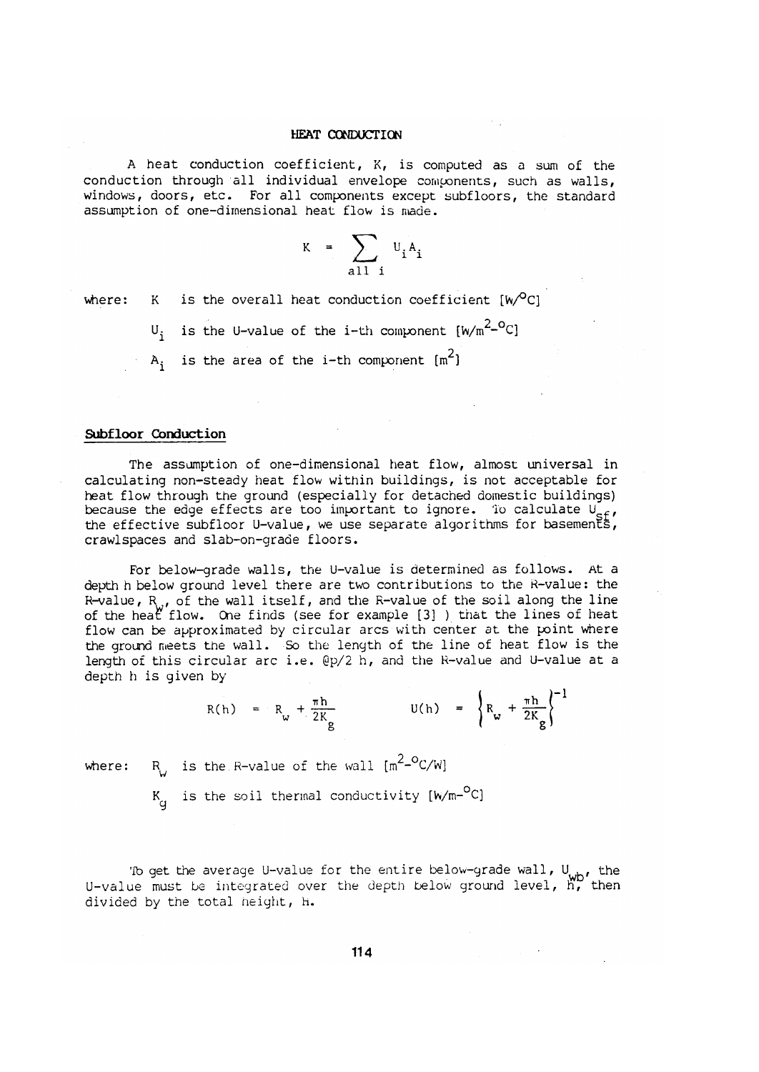## HEAT CONDUCTION

A heat conduction coefficient, K, is computed as a sum of the conduction through all individual envelope components, such as walls, windows, doors, etc. For all components except subfloors, the standard assumption of one-dimensional heat flow is made.

$$K = \sum_{\text{all } i} U_i A_i$$

where: $K$ is the overall heat conduction coefficient [W/°C]

$U_i$ is the U-value of the i-th component [W/m²-°C]

$A_i$ is the area of the i-th component [m²]

### Subfloor Conduction

The assumption of one-dimensional heat flow, almost universal in calculating non-steady heat flow within buildings, is not acceptable for heat flow through the ground (especially for detached domestic buildings) because the edge effects are too important to ignore. To calculate $U_{sf}$, the effective subfloor U-value, we use separate algorithms for basements, crawlspaces and slab-on-grade floors.

For below-grade walls, the U-value is determined as follows. At a depth h below ground level there are two contributions to the R-value: the R-value, $R_w$, of the wall itself, and the R-value of the soil along the line of the heat flow. One finds (see for example [3] ) that the lines of heat flow can be approximated by circular arcs with center at the point where the ground meets the wall. So the length of the line of heat flow is the length of this circular arc i.e. @p/2 h, and the R-value and U-value at a depth h is given by

$$R(h) = R_w + \frac{\pi h}{2K_g} \qquad\qquad U(h) = \left\{ R_w + \frac{\pi h}{2K_g} \right\}^{-1}$$

where: $R_w$ is the R-value of the wall [m²-°C/W]

$K_g$ is the soil thermal conductivity [W/m-°C]

To get the average U-value for the entire below-grade wall, $U_{wb}$, the U-value must be integrated over the depth below ground level, h, then divided by the total height, H.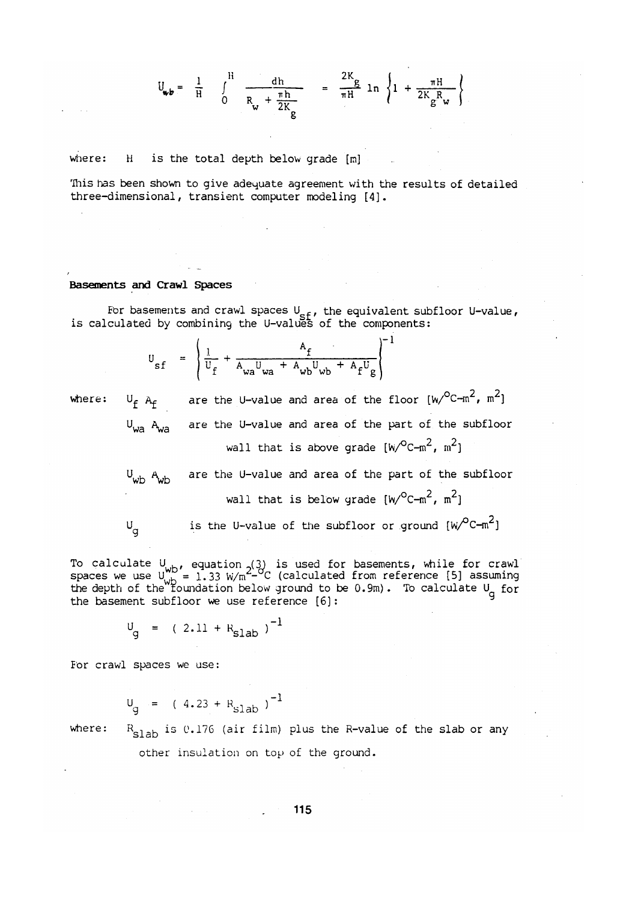$$U_{wb} = \frac{1}{H} \int_0^H \frac{dh}{R_w + \frac{\pi h}{2K_g}} = \frac{2K_g}{\pi H} \ln \left\{ 1 + \frac{\pi H}{2K_g R_w} \right\}$$

where: $H$ is the total depth below grade [m]

This has been shown to give adequate agreement with the results of detailed three-dimensional, transient computer modeling [4].

## Basements and Crawl Spaces

For basements and crawl spaces $U_{sf}$, the equivalent subfloor U-value, is calculated by combining the U-values of the components:

$$U_{sf} = \left( \frac{1}{U_f} + \frac{A_f}{A_{wa}U_{wa} + A_{wb}U_{wb} + A_f U_g} \right)^{-1}$$

where:

- $U_f$ $A_f$ are the U-value and area of the floor [W/°C-m$^2$, m$^2$]
- $U_{wa}$ $A_{wa}$ are the U-value and area of the part of the subfloor wall that is above grade [W/°C-m$^2$, m$^2$]
- $U_{wb}$ $A_{wb}$ are the U-value and area of the part of the subfloor wall that is below grade [W/°C-m$^2$, m$^2$]
- $U_g$ is the U-value of the subfloor or ground [W/°C-m$^2$]

To calculate $U_{wb}$, equation (3) is used for basements, while for crawl spaces we use $U_{wb} = 1.33$ W/m$^2$-°C (calculated from reference [5] assuming the depth of the foundation below ground to be 0.9m). To calculate $U_g$ for the basement subfloor we use reference [6]:

$$U_g = ( 2.11 + R_{slab} )^{-1}$$

For crawl spaces we use:

$$U_g = ( 4.23 + R_{slab} )^{-1}$$

where: $R_{slab}$ is 0.176 (air film) plus the R-value of the slab or any other insulation on top of the ground.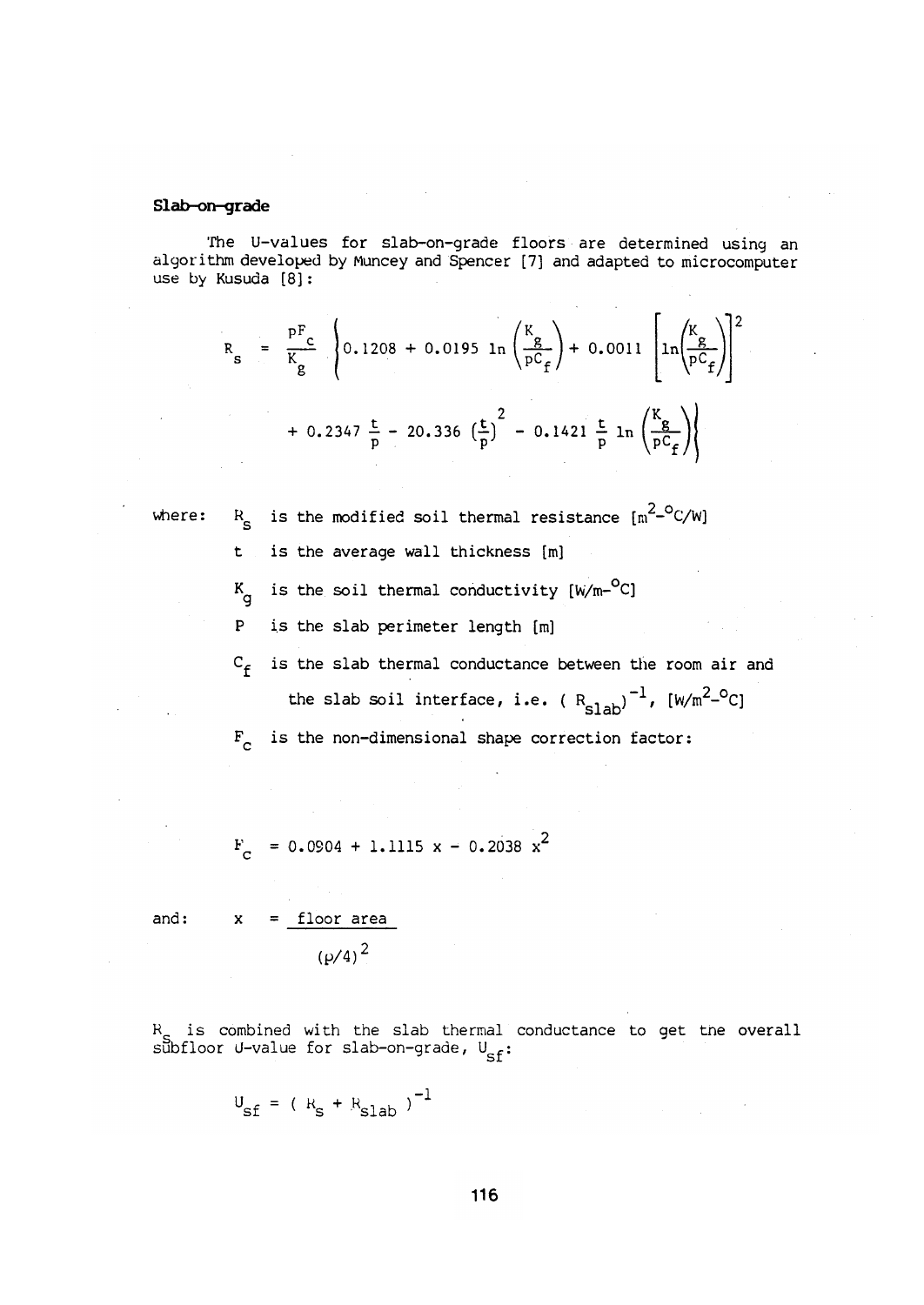**Slab-on-grade**

The U-values for slab-on-grade floors are determined using an algorithm developed by Muncey and Spencer [7] and adapted to microcomputer use by Kusuda [8]:

$$R_s = \frac{pF_c}{K_g}\left\{0.1208 + 0.0195 \ln\left(\frac{K_g}{pC_f}\right) + 0.0011\left[\ln\left(\frac{K_g}{pC_f}\right)\right]^2 + 0.2347\,\frac{t}{p} - 20.336\left(\frac{t}{p}\right)^2 - 0.1421\,\frac{t}{p}\ln\left(\frac{K_g}{pC_f}\right)\right\}$$

where:

- $R_s$ is the modified soil thermal resistance [m$^2$-$^o$C/W]
- $t$ is the average wall thickness [m]
- $K_g$ is the soil thermal conductivity [W/m-$^o$C]
- $P$ is the slab perimeter length [m]
- $C_f$ is the slab thermal conductance between the room air and the slab soil interface, i.e. $(R_{slab})^{-1}$, [W/m$^2$-$^o$C]
- $F_c$ is the non-dimensional shape correction factor:

$$F_c = 0.0904 + 1.1115\,x - 0.2038\,x^2$$

and:

$$x = \frac{\text{floor area}}{(p/4)^2}$$

$R_s$ is combined with the slab thermal conductance to get the overall subfloor U-value for slab-on-grade, $U_{sf}$:

$$U_{sf} = (R_s + R_{slab})^{-1}$$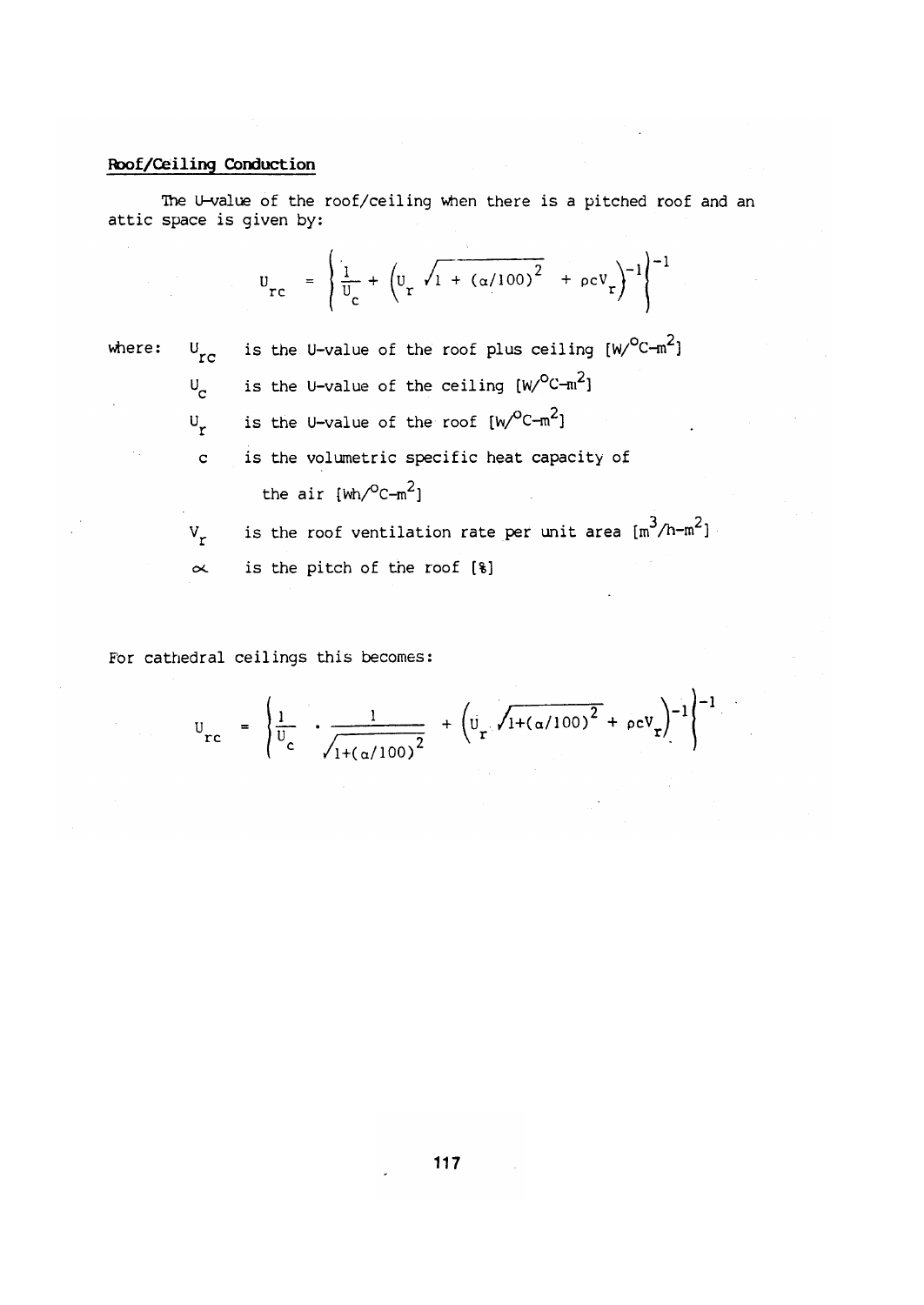## Roof/Ceiling Conduction

The U-value of the roof/ceiling when there is a pitched roof and an attic space is given by:

$$U_{rc} = \left\{ \frac{1}{U_c} + \left( U_r \sqrt{1 + (\alpha/100)^2} + \rho c V_r \right)^{-1} \right\}^{-1}$$

where:

- $U_{rc}$ is the U-value of the roof plus ceiling [W/°C-m²]
- $U_c$ is the U-value of the ceiling [W/°C-m²]
- $U_r$ is the U-value of the roof [W/°C-m²]
- $c$ is the volumetric specific heat capacity of the air [Wh/°C-m²]
- $V_r$ is the roof ventilation rate per unit area [m³/h-m²]
- $\alpha$ is the pitch of the roof [%]

For cathedral ceilings this becomes:

$$U_{rc} = \left\{ \frac{1}{U_c} \cdot \frac{1}{\sqrt{1+(\alpha/100)^2}} + \left( U_r \sqrt{1+(\alpha/100)^2} + \rho c V_r \right)^{-1} \right\}^{-1}$$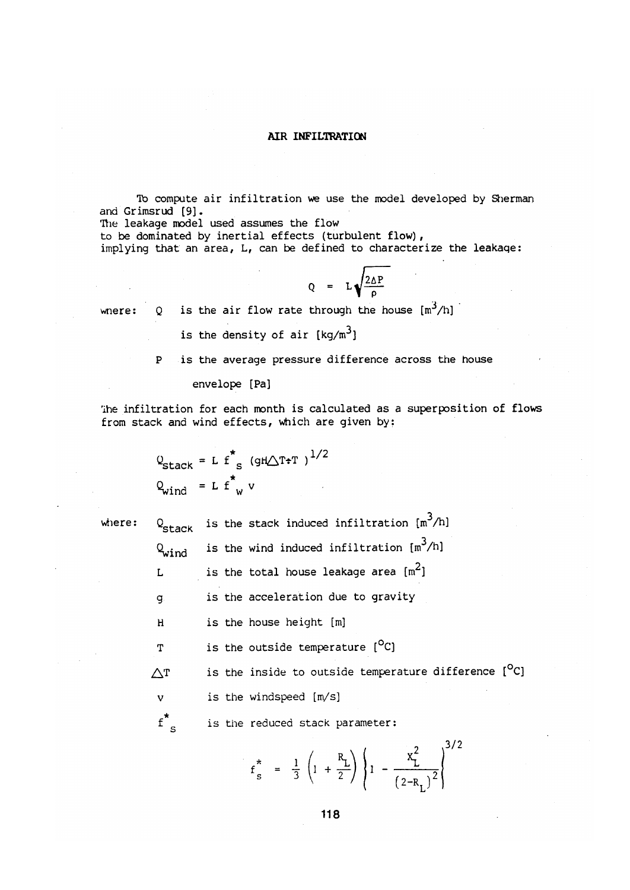# AIR INFILTRATION

To compute air infiltration we use the model developed by Sherman and Grimsrud [9].
The leakage model used assumes the flow to be dominated by inertial effects (turbulent flow), implying that an area, L, can be defined to characterize the leakage:

$$Q = L\sqrt{\frac{2\Delta P}{\rho}}$$

where: Q is the air flow rate through the house [$m^3/h$]

is the density of air [$kg/m^3$]

P is the average pressure difference across the house envelope [Pa]

The infiltration for each month is calculated as a superposition of flows from stack and wind effects, which are given by:

$$Q_{stack} = L\, f^*_s\, (gH\Delta T \div T)^{1/2}$$

$$Q_{wind} = L\, f^*_w\, v$$

where:

| | |
|---|---|
| $Q_{stack}$ | is the stack induced infiltration [$m^3/h$] |
| $Q_{wind}$ | is the wind induced infiltration [$m^3/h$] |
| L | is the total house leakage area [$m^2$] |
| g | is the acceleration due to gravity |
| H | is the house height [m] |
| T | is the outside temperature [$^oC$] |
| $\Delta T$ | is the inside to outside temperature difference [$^oC$] |
| v | is the windspeed [m/s] |
| $f^*_s$ | is the reduced stack parameter: |

$$f^*_s = \frac{1}{3}\left(1 + \frac{R_L}{2}\right)\left(1 - \frac{X_L^2}{(2-R_L)^2}\right)^{3/2}$$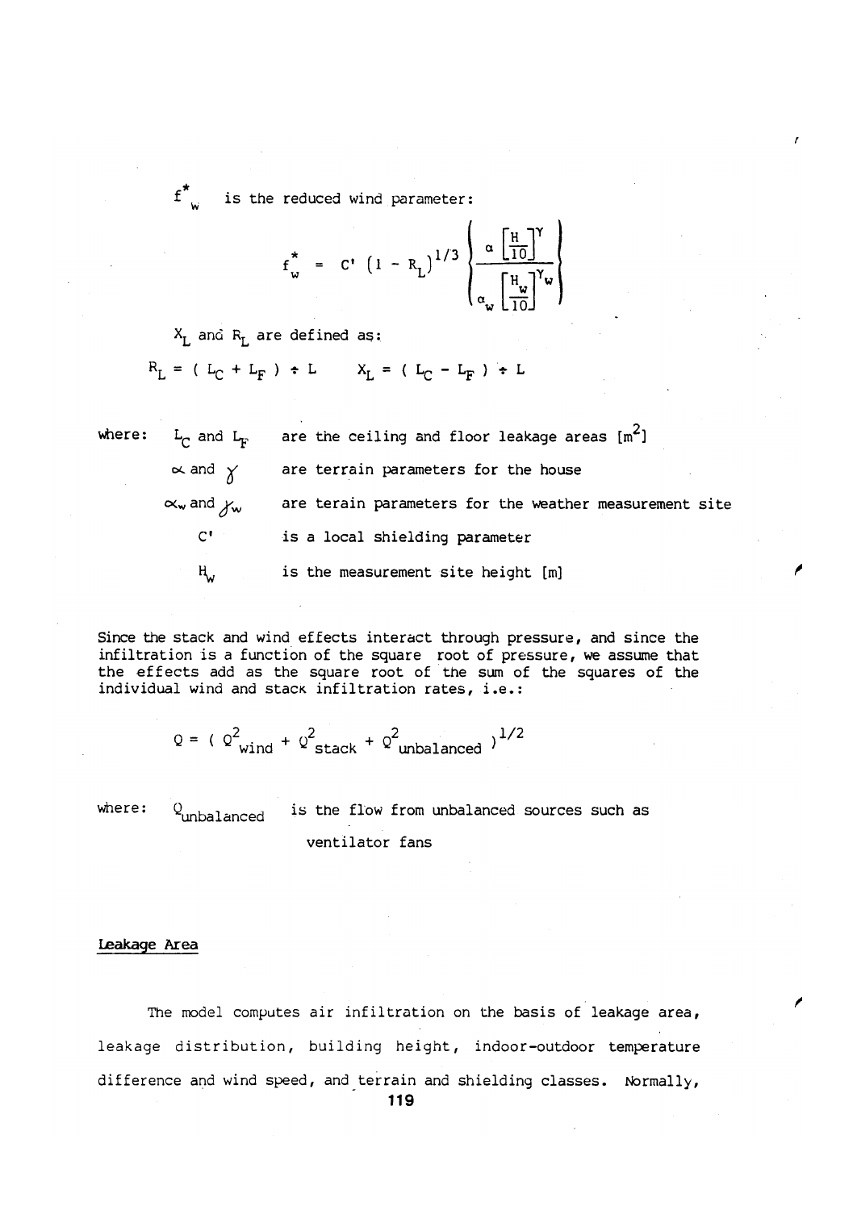$f^*_w$ is the reduced wind parameter:

$$f^*_w = C' \left(1 - R_L\right)^{1/3} \left\{ \frac{\alpha \left[\frac{H}{10}\right]^{\gamma}}{\alpha_w \left[\frac{H_w}{10}\right]^{\gamma_w}} \right\}$$

$X_L$ and $R_L$ are defined as:

$$R_L = ( L_C + L_F ) \div L \qquad X_L = ( L_C - L_F ) \div L$$

where:

| | |
|---|---|
| $L_C$ and $L_F$ | are the ceiling and floor leakage areas [$m^2$] |
| $\alpha$ and $\gamma$ | are terrain parameters for the house |
| $\alpha_w$ and $\gamma_w$ | are terain parameters for the weather measurement site |
| $C'$ | is a local shielding parameter |
| $H_w$ | is the measurement site height [m] |

Since the stack and wind effects interact through pressure, and since the infiltration is a function of the square root of pressure, we assume that the effects add as the square root of the sum of the squares of the individual wind and stack infiltration rates, i.e.:

$$Q = ( Q^2_{wind} + Q^2_{stack} + Q^2_{unbalanced} )^{1/2}$$

where: $Q_{unbalanced}$ is the flow from unbalanced sources such as ventilator fans

## Leakage Area

The model computes air infiltration on the basis of leakage area, leakage distribution, building height, indoor-outdoor temperature difference and wind speed, and terrain and shielding classes. Normally,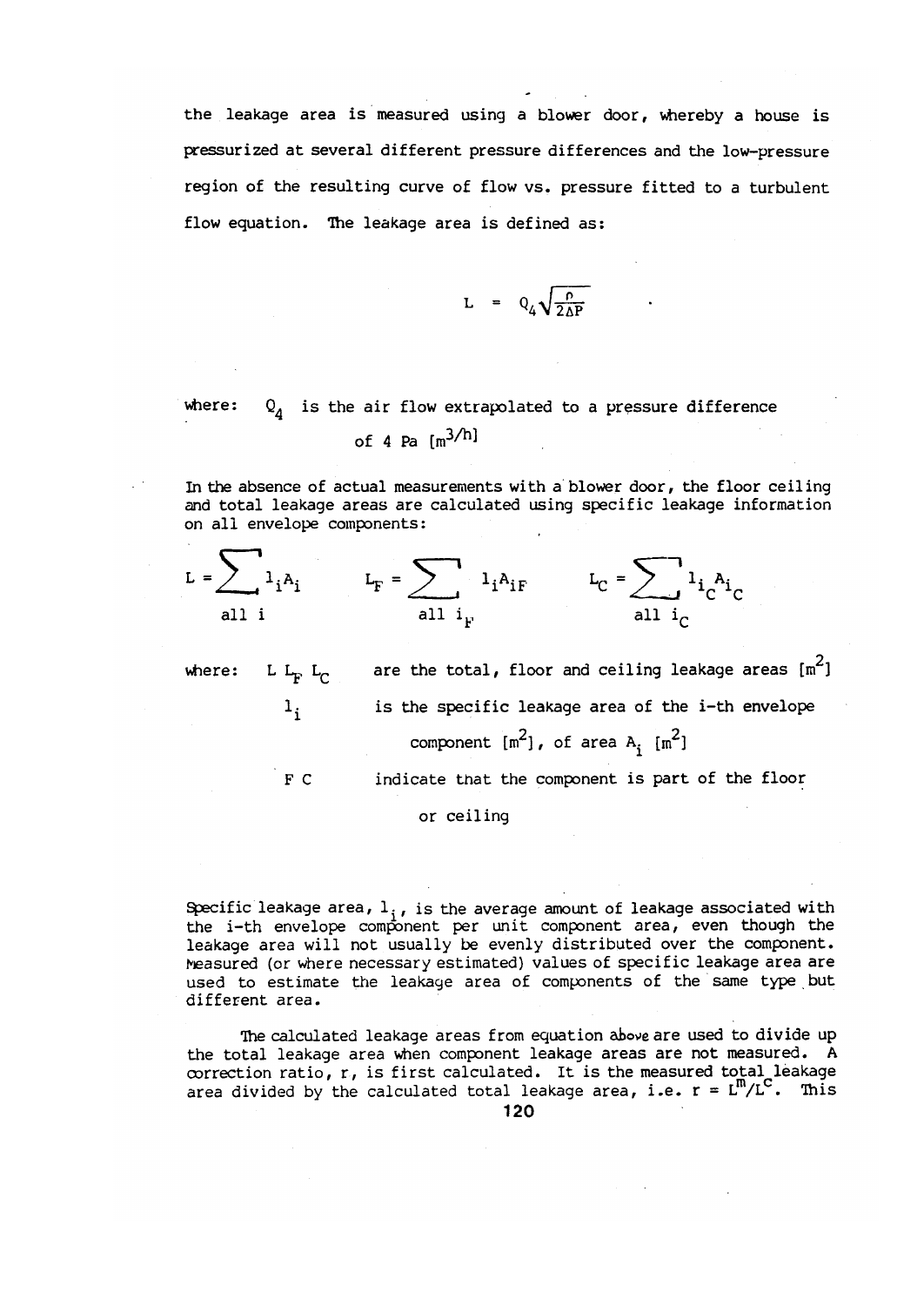the leakage area is measured using a blower door, whereby a house is pressurized at several different pressure differences and the low-pressure region of the resulting curve of flow vs. pressure fitted to a turbulent flow equation. The leakage area is defined as:

$$L = Q_4\sqrt{\frac{\rho}{2\Delta P}}$$

where: $Q_4$ is the air flow extrapolated to a pressure difference of 4 Pa [$m^3/h$]

In the absence of actual measurements with a blower door, the floor ceiling and total leakage areas are calculated using specific leakage information on all envelope components:

$$L = \sum_{\text{all } i} l_i A_i \qquad L_F = \sum_{\text{all } i_F} l_i A_{iF} \qquad L_C = \sum_{\text{all } i_C} l_{i_C} A_{i_C}$$

where: $L$ $L_F$ $L_C$ are the total, floor and ceiling leakage areas [$m^2$]

$l_i$ is the specific leakage area of the i-th envelope component [$m^2$], of area $A_i$ [$m^2$]

F C indicate that the component is part of the floor or ceiling

Specific leakage area, $l_i$, is the average amount of leakage associated with the i-th envelope component per unit component area, even though the leakage area will not usually be evenly distributed over the component. Measured (or where necessary estimated) values of specific leakage area are used to estimate the leakage area of components of the same type but different area.

The calculated leakage areas from equation above are used to divide up the total leakage area when component leakage areas are not measured. A correction ratio, r, is first calculated. It is the measured total leakage area divided by the calculated total leakage area, i.e. $r = L^m/L^c$. This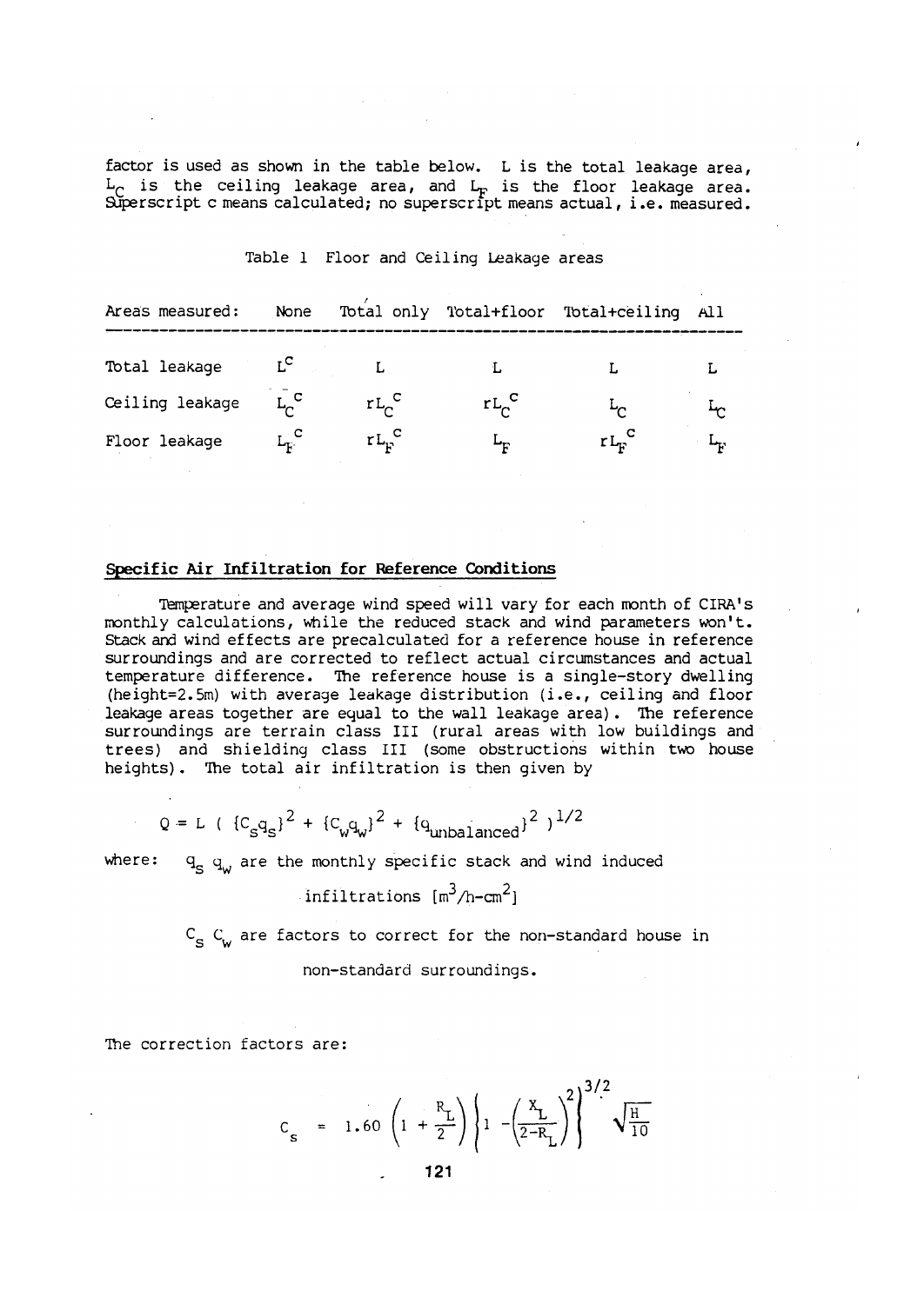factor is used as shown in the table below. L is the total leakage area, $L_C$ is the ceiling leakage area, and $L_F$ is the floor leakage area. Superscript c means calculated; no superscript means actual, i.e. measured.

Table 1 Floor and Ceiling Leakage areas

| Areas measured: | None | Total only | Total+floor | Total+ceiling | All |
|---|---|---|---|---|---|
| Total leakage | $L^c$ | $L$ | $L$ | $L$ | $L$ |
| Ceiling leakage | $L_C^c$ | $rL_C^c$ | $rL_C^c$ | $L_C$ | $L_C$ |
| Floor leakage | $L_F^c$ | $rL_F^c$ | $L_F$ | $rL_F^c$ | $L_F$ |

## Specific Air Infiltration for Reference Conditions

Temperature and average wind speed will vary for each month of CIRA's monthly calculations, while the reduced stack and wind parameters won't. Stack and wind effects are precalculated for a reference house in reference surroundings and are corrected to reflect actual circumstances and actual temperature difference. The reference house is a single-story dwelling (height=2.5m) with average leakage distribution (i.e., ceiling and floor leakage areas together are equal to the wall leakage area). The reference surroundings are terrain class III (rural areas with low buildings and trees) and shielding class III (some obstructions within two house heights). The total air infiltration is then given by

$$Q = L \left( \{C_s q_s\}^2 + \{C_w q_w\}^2 + \{q_{unbalanced}\}^2 \right)^{1/2}$$

where: $q_s$ $q_w$ are the monthly specific stack and wind induced infiltrations $[m^3/h\text{-}cm^2]$

$C_s$ $C_w$ are factors to correct for the non-standard house in non-standard surroundings.

The correction factors are:

$$C_s = 1.60 \left(1 + \frac{R_L}{2}\right) \left\{1 - \left(\frac{X_L}{2-R_L}\right)^2\right\}^{3/2} \sqrt{\frac{H}{10}}$$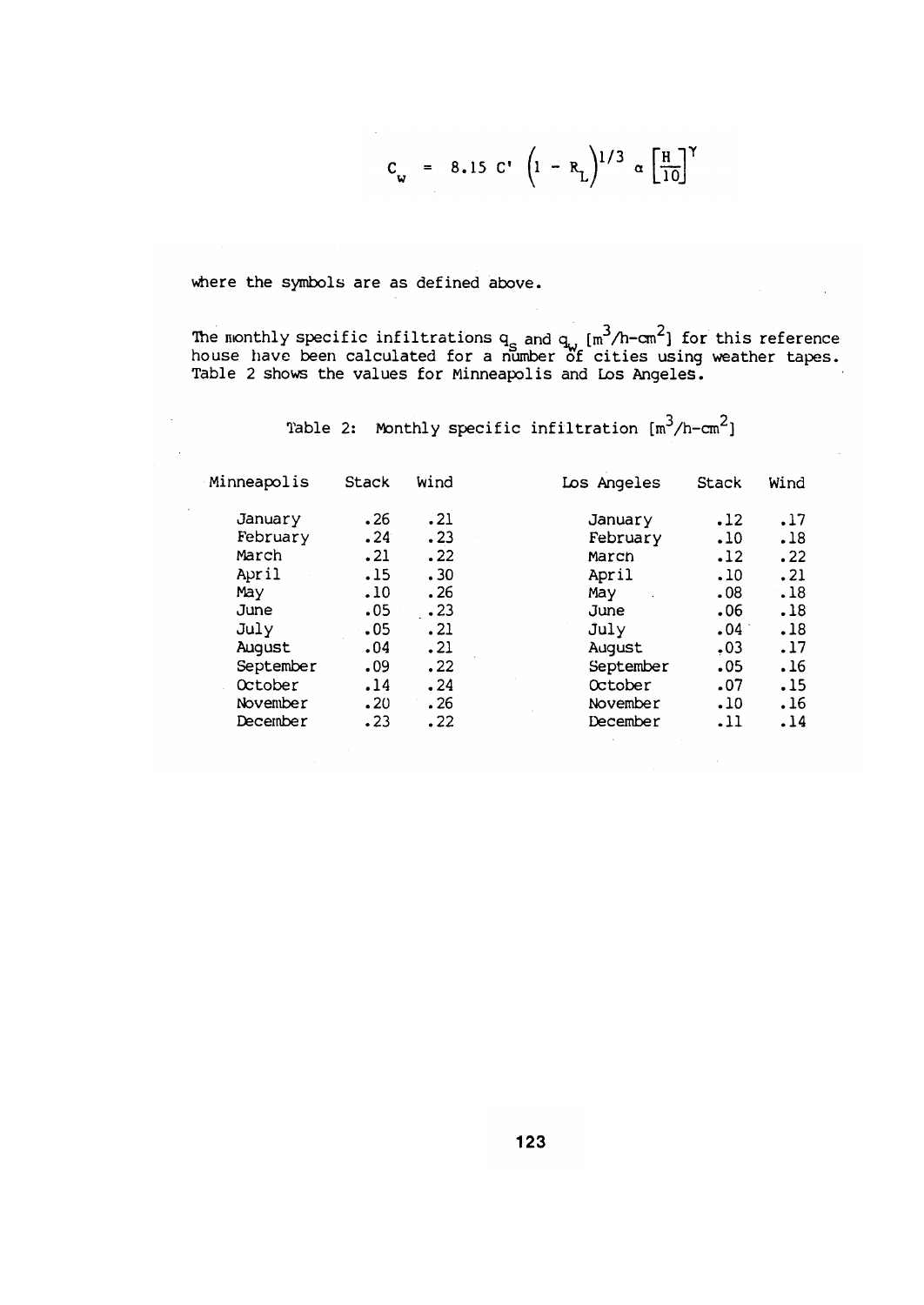$$C_w = 8.15\ C' \left(1 - R_L\right)^{1/3} \alpha \left[\frac{H}{10}\right]^{\gamma}$$

where the symbols are as defined above.

The monthly specific infiltrations $q_s$ and $q_w$ [$m^3$/h-$cm^2$] for this reference house have been calculated for a number of cities using weather tapes. Table 2 shows the values for Minneapolis and Los Angeles.

Table 2: Monthly specific infiltration [$m^3$/h-$cm^2$]

| Minneapolis | Stack | Wind | Los Angeles | Stack | Wind |
|---|---|---|---|---|---|
| January | .26 | .21 | January | .12 | .17 |
| February | .24 | .23 | February | .10 | .18 |
| March | .21 | .22 | March | .12 | .22 |
| April | .15 | .30 | April | .10 | .21 |
| May | .10 | .26 | May | .08 | .18 |
| June | .05 | .23 | June | .06 | .18 |
| July | .05 | .21 | July | .04 | .18 |
| August | .04 | .21 | August | .03 | .17 |
| September | .09 | .22 | September | .05 | .16 |
| October | .14 | .24 | October | .07 | .15 |
| November | .20 | .26 | November | .10 | .16 |
| December | .23 | .22 | December | .11 | .14 |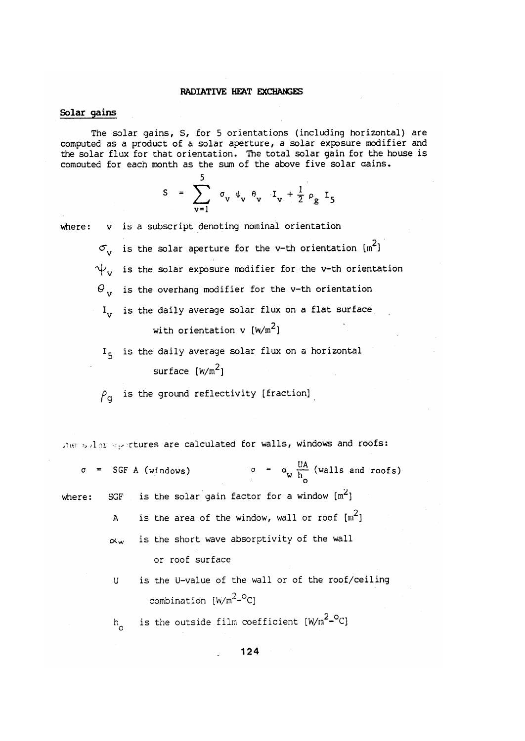## RADIATIVE HEAT EXCHANGES

### Solar gains

The solar gains, S, for 5 orientations (including horizontal) are computed as a product of a solar aperture, a solar exposure modifier and the solar flux for that orientation. The total solar gain for the house is computed for each month as the sum of the above five solar gains.

$$S = \sum_{v=1}^{5} \sigma_v \psi_v \theta_v I_v + \frac{1}{2} \rho_g I_5$$

where:

- $v$ is a subscript denoting nominal orientation
- $\sigma_v$ is the solar aperture for the v-th orientation [$m^2$]
- $\psi_v$ is the solar exposure modifier for the v-th orientation
- $\theta_v$ is the overhang modifier for the v-th orientation
- $I_v$ is the daily average solar flux on a flat surface with orientation v [$W/m^2$]
- $I_5$ is the daily average solar flux on a horizontal surface [$W/m^2$]
- $\rho_g$ is the ground reflectivity [fraction]

The solar apertures are calculated for walls, windows and roofs:

$$\sigma = SGF\ A \text{ (windows)} \qquad \sigma = \alpha_w \frac{UA}{h_o} \text{ (walls and roofs)}$$

where:

- $SGF$ is the solar gain factor for a window [$m^2$]
- $A$ is the area of the window, wall or roof [$m^2$]
- $\alpha_w$ is the short wave absorptivity of the wall or roof surface
- $U$ is the U-value of the wall or of the roof/ceiling combination [$W/m^2$-$^oC$]
- $h_o$ is the outside film coefficient [$W/m^2$-$^oC$]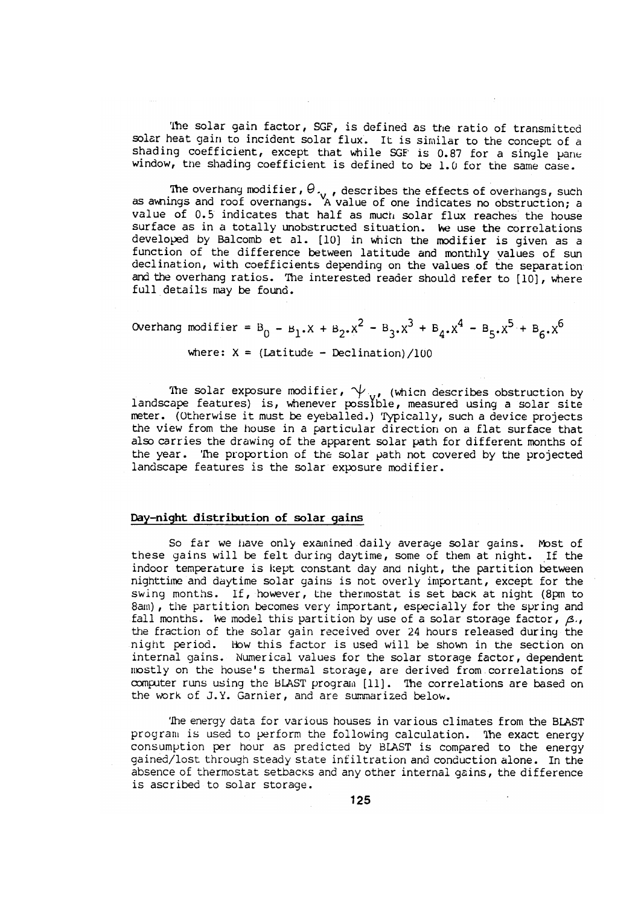The solar gain factor, SGF, is defined as the ratio of transmitted solar heat gain to incident solar flux. It is similar to the concept of a shading coefficient, except that while SGF is 0.87 for a single pane window, the shading coefficient is defined to be 1.0 for the same case.

The overhang modifier, $\theta_v$, describes the effects of overhangs, such as awnings and roof overhangs. A value of one indicates no obstruction; a value of 0.5 indicates that half as much solar flux reaches the house surface as in a totally unobstructed situation. We use the correlations developed by Balcomb et al. [10] in which the modifier is given as a function of the difference between latitude and monthly values of sun declination, with coefficients depending on the values of the separation and the overhang ratios. The interested reader should refer to [10], where full details may be found.

$$\text{Overhang modifier} = B_0 - B_1.X + B_2.X^2 - B_3.X^3 + B_4.X^4 - B_5.X^5 + B_6.X^6$$

where: $X = (\text{Latitude} - \text{Declination})/100$

The solar exposure modifier, $\psi_v$, (which describes obstruction by landscape features) is, whenever possible, measured using a solar site meter. (Otherwise it must be eyeballed.) Typically, such a device projects the view from the house in a particular direction on a flat surface that also carries the drawing of the apparent solar path for different months of the year. The proportion of the solar path not covered by the projected landscape features is the solar exposure modifier.

## Day-night distribution of solar gains

So far we have only examined daily average solar gains. Most of these gains will be felt during daytime, some of them at night. If the indoor temperature is kept constant day and night, the partition between nighttime and daytime solar gains is not overly important, except for the swing months. If, however, the thermostat is set back at night (8pm to 8am), the partition becomes very important, especially for the spring and fall months. We model this partition by use of a solar storage factor, $\beta_s$, the fraction of the solar gain received over 24 hours released during the night period. How this factor is used will be shown in the section on internal gains. Numerical values for the solar storage factor, dependent mostly on the house's thermal storage, are derived from correlations of computer runs using the BLAST program [11]. The correlations are based on the work of J.Y. Garnier, and are summarized below.

The energy data for various houses in various climates from the BLAST program is used to perform the following calculation. The exact energy consumption per hour as predicted by BLAST is compared to the energy gained/lost through steady state infiltration and conduction alone. In the absence of thermostat setbacks and any other internal gains, the difference is ascribed to solar storage.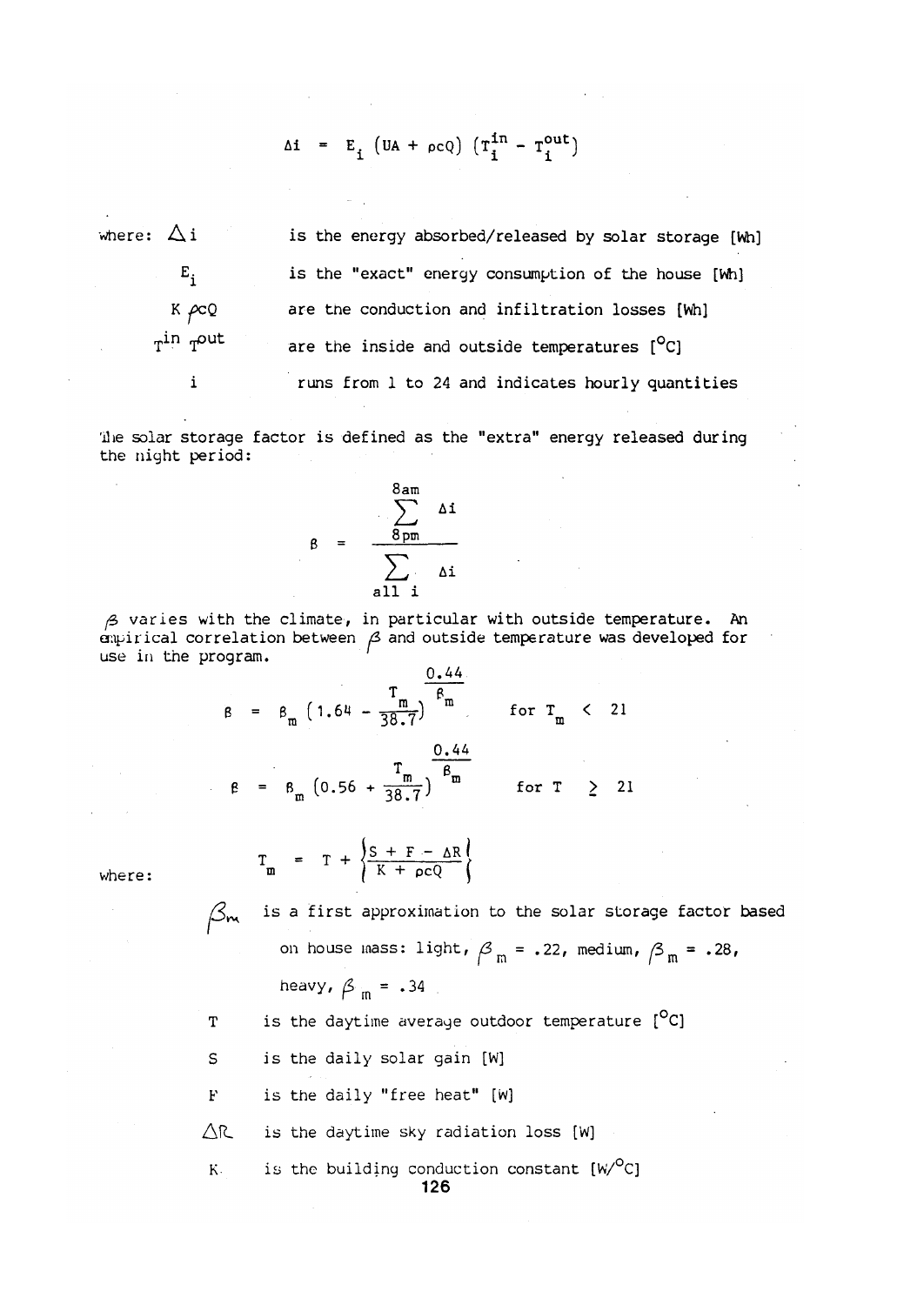$$\Delta i = E_i \left(UA + \rho c Q\right) \left(T_i^{in} - T_i^{out}\right)$$

where:

| | |
|---|---|
| $\Delta i$ | is the energy absorbed/released by solar storage [Wh] |
| $E_i$ | is the "exact" energy consumption of the house [Wh] |
| $K\ \rho c Q$ | are the conduction and infiltration losses [Wh] |
| $T^{in}\ T^{out}$ | are the inside and outside temperatures [°C] |
| $i$ | runs from 1 to 24 and indicates hourly quantities |

The solar storage factor is defined as the "extra" energy released during the night period:

$$\beta = \frac{\sum_{8pm}^{8am} \Delta i}{\sum_{all\ i} \Delta i}$$

$\beta$ varies with the climate, in particular with outside temperature. An empirical correlation between $\beta$ and outside temperature was developed for use in the program.

$$\beta = \beta_m \left(1.64 - \frac{T_m}{38.7}\right)^{\frac{0.44}{\beta_m}} \qquad \text{for } T_m < 21$$

$$\beta = \beta_m \left(0.56 + \frac{T_m}{38.7}\right)^{\frac{0.44}{\beta_m}} \qquad \text{for } T \geq 21$$

where:

$$T_m = T + \left\{\frac{S + F - \Delta R}{K + \rho c Q}\right\}$$

| | |
|---|---|
| $\beta_m$ | is a first approximation to the solar storage factor based on house mass: light, $\beta_m = .22$, medium, $\beta_m = .28$, heavy, $\beta_m = .34$ |
| $T$ | is the daytime average outdoor temperature [°C] |
| $S$ | is the daily solar gain [W] |
| $F$ | is the daily "free heat" [W] |
| $\Delta R$ | is the daytime sky radiation loss [W] |
| $K$ | is the building conduction constant [W/°C] |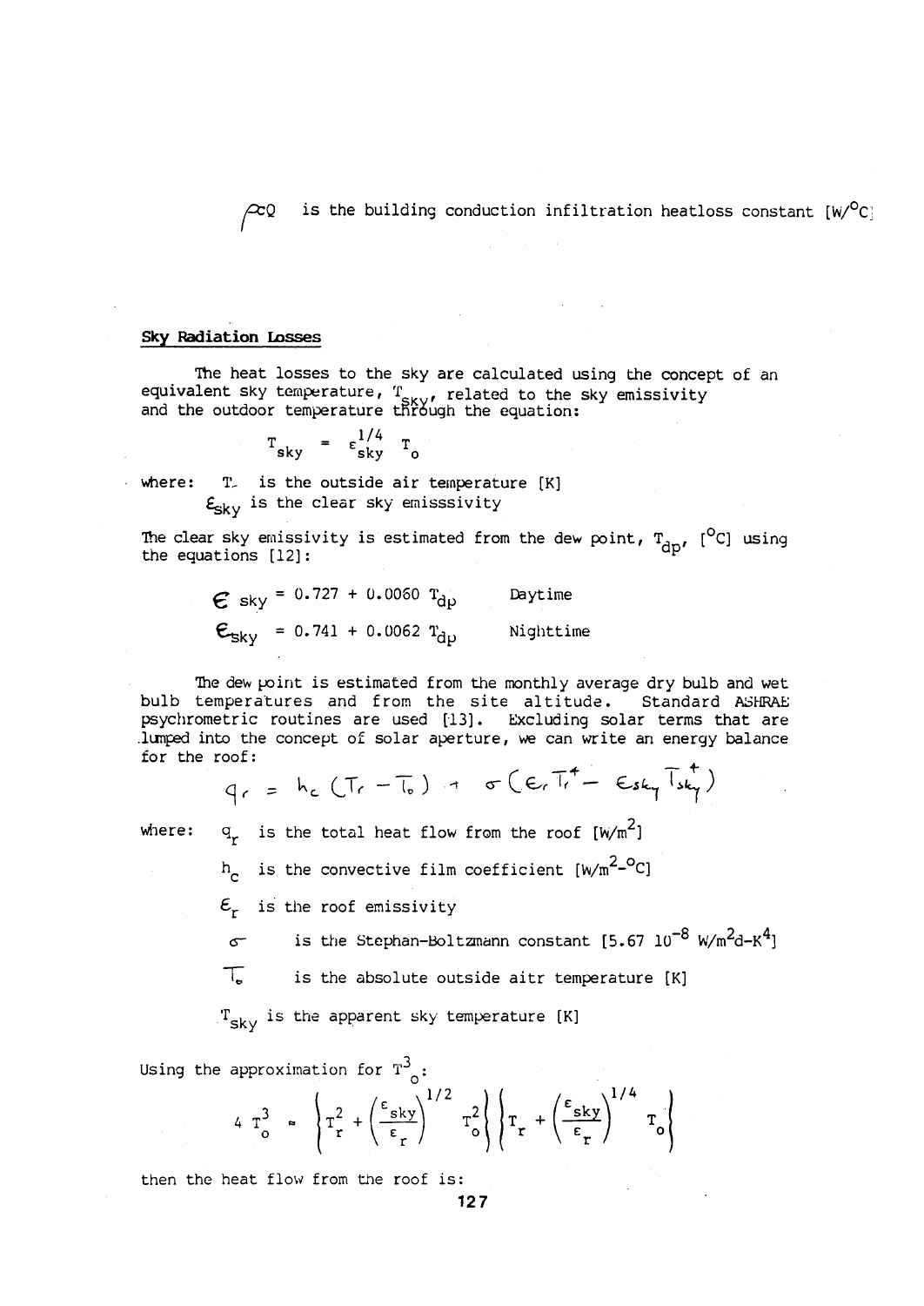$\rho c Q$ is the building conduction infiltration heatloss constant [W/°C]

**Sky Radiation Losses**

The heat losses to the sky are calculated using the concept of an equivalent sky temperature, $T_{sky}$, related to the sky emissivity and the outdoor temperature through the equation:

$$T_{sky} = \varepsilon_{sky}^{1/4} \; T_o$$

where: $T_o$ is the outside air temperature [K]
$\varepsilon_{sky}$ is the clear sky emisssivity

The clear sky emissivity is estimated from the dew point, $T_{dp}$, [°C] using the equations [12]:

$$\varepsilon_{sky} = 0.727 + 0.0060 \; T_{dp} \qquad \text{Daytime}$$

$$\varepsilon_{sky} = 0.741 + 0.0062 \; T_{dp} \qquad \text{Nighttime}$$

The dew point is estimated from the monthly average dry bulb and wet bulb temperatures and from the site altitude. Standard ASHRAE psychrometric routines are used [13]. Excluding solar terms that are lumped into the concept of solar aperture, we can write an energy balance for the roof:

$$q_r = h_c \left( T_r - T_o \right) + \sigma \left( \varepsilon_r T_r^4 - \varepsilon_{sky} T_{sky}^4 \right)$$

where: $q_r$ is the total heat flow from the roof [W/m²]

$h_c$ is the convective film coefficient [W/m²-°C]

$\varepsilon_r$ is the roof emissivity

$\sigma$ is the Stephan-Boltzmann constant [5.67 $10^{-8}$ W/m²d-K⁴]

$T_o$ is the absolute outside aitr temperature [K]

$T_{sky}$ is the apparent sky temperature [K]

Using the approximation for $T_o^3$:

$$4 \; T_o^3 \approx \left\{ T_r^2 + \left( \frac{\varepsilon_{sky}}{\varepsilon_r} \right)^{1/2} T_o^2 \right\} \left\{ T_r + \left( \frac{\varepsilon_{sky}}{\varepsilon_r} \right)^{1/4} T_o \right\}$$

then the heat flow from the roof is: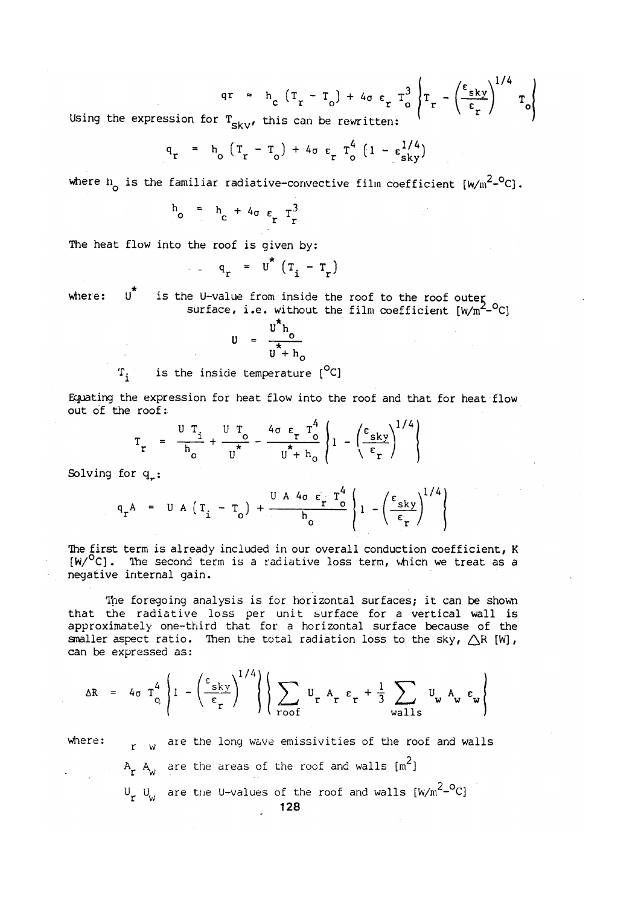$$qr \approx h_c \left(T_r - T_o\right) + 4\sigma\, \varepsilon_r\, T_o^3 \left\{T_r - \left(\frac{\varepsilon_{sky}}{\varepsilon_r}\right)^{1/4} T_o\right\}$$

Using the expression for $T_{sky}$, this can be rewritten:

$$q_r = h_o \left(T_r - T_o\right) + 4\sigma\, \varepsilon_r\, T_o^4 \left(1 - \varepsilon_{sky}^{1/4}\right)$$

where $h_o$ is the familiar radiative-convective film coefficient [W/m$^2$-$^o$C].

$$h_o = h_c + 4\sigma\, \varepsilon_r\, T_r^3$$

The heat flow into the roof is given by:

$$q_r = U^* \left(T_i - T_r\right)$$

where: $U^*$ is the U-value from inside the roof to the roof outer surface, i.e. without the film coefficient [W/m$^2$-$^o$C]

$$U = \frac{U^* h_o}{U^* + h_o}$$

$T_i$ is the inside temperature [$^o$C]

Equating the expression for heat flow into the roof and that for heat flow out of the roof:

$$T_r = \frac{U\,T_i}{h_o} + \frac{U\,T_o}{U^*} - \frac{4\sigma\, \varepsilon_r\, T_o^4}{U^* + h_o}\left\{1 - \left(\frac{\varepsilon_{sky}}{\varepsilon_r}\right)^{1/4}\right\}$$

Solving for $q_r$:

$$q_r A = U\,A\left(T_i - T_o\right) + \frac{U\,A\,4\sigma\, \varepsilon_r\, T_o^4}{h_o}\left\{1 - \left(\frac{\varepsilon_{sky}}{\varepsilon_r}\right)^{1/4}\right\}$$

The first term is already included in our overall conduction coefficient, K [W/$^o$C]. The second term is a radiative loss term, which we treat as a negative internal gain.

The foregoing analysis is for horizontal surfaces; it can be shown that the radiative loss per unit surface for a vertical wall is approximately one-third that for a horizontal surface because of the smaller aspect ratio. Then the total radiation loss to the sky, $\Delta R$ [W], can be expressed as:

$$\Delta R = 4\sigma\, T_o^4 \left\{1 - \left(\frac{\varepsilon_{sky}}{\varepsilon_r}\right)^{1/4}\right\}\left\{\sum_{roof} U_r\, A_r\, \varepsilon_r + \frac{1}{3}\sum_{walls} U_w\, A_w\, \varepsilon_w\right\}$$

where: $\varepsilon_r$ $\varepsilon_w$ are the long wave emissivities of the roof and walls

$A_r$ $A_w$ are the areas of the roof and walls [m$^2$]

$U_r$ $U_w$ are the U-values of the roof and walls [W/m$^2$-$^o$C]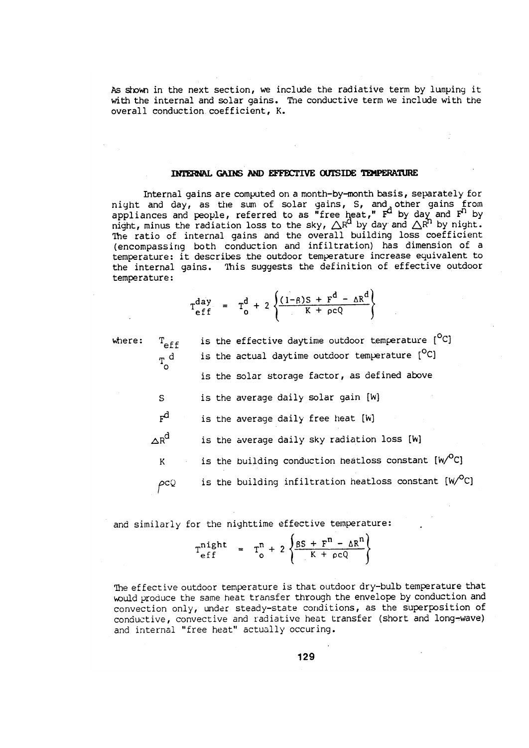As shown in the next section, we include the radiative term by lumping it with the internal and solar gains. The conductive term we include with the overall conduction coefficient, K.

## INTERNAL GAINS AND EFFECTIVE OUTSIDE TEMPERATURE

Internal gains are computed on a month-by-month basis, separately for night and day, as the sum of solar gains, S, and other gains from appliances and people, referred to as "free heat," $F^d$ by day and $F^n$ by night, minus the radiation loss to the sky, $\Delta R^d$ by day and $\Delta R^n$ by night. The ratio of internal gains and the overall building loss coefficient (encompassing both conduction and infiltration) has dimension of a temperature: it describes the outdoor temperature increase equivalent to the internal gains. This suggests the definition of effective outdoor temperature:

$$T_{eff}^{day} = T_o^d + 2 \left\{ \frac{(1-\beta)S + F^d - \Delta R^d}{K + \rho c Q} \right\}$$

where:

| | |
|---|---|
| $T_{eff}$ | is the effective daytime outdoor temperature [$^oC$] |
| $T_o^d$ | is the actual daytime outdoor temperature [$^oC$] |
| | is the solar storage factor, as defined above |
| S | is the average daily solar gain [W] |
| $F^d$ | is the average daily free heat [W] |
| $\Delta R^d$ | is the average daily sky radiation loss [W] |
| K | is the building conduction heatloss constant [$W/^oC$] |
| $\rho cQ$ | is the building infiltration heatloss constant [$W/^oC$] |

and similarly for the nighttime effective temperature:

$$T_{eff}^{night} = T_o^n + 2 \left\{ \frac{\beta S + F^n - \Delta R^n}{K + \rho c Q} \right\}$$

The effective outdoor temperature is that outdoor dry-bulb temperature that would produce the same heat transfer through the envelope by conduction and convection only, under steady-state conditions, as the superposition of conductive, convective and radiative heat transfer (short and long-wave) and internal "free heat" actually occuring.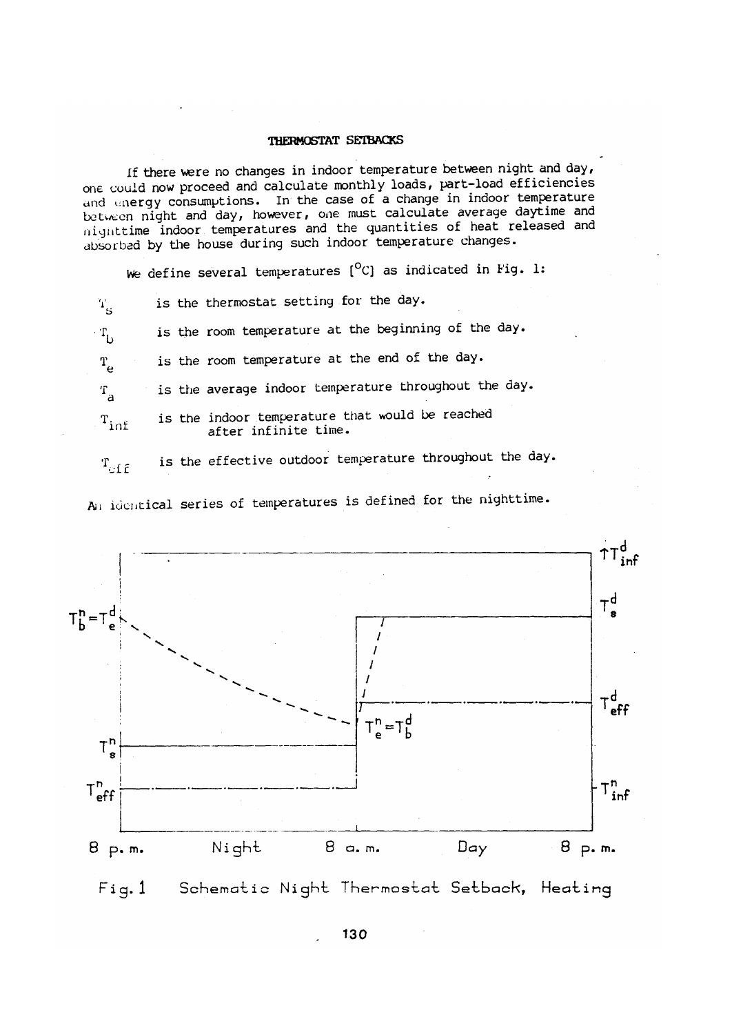## THERMOSTAT SETBACKS

If there were no changes in indoor temperature between night and day, one could now proceed and calculate monthly loads, part-load efficiencies and energy consumptions. In the case of a change in indoor temperature between night and day, however, one must calculate average daytime and nighttime indoor temperatures and the quantities of heat released and absorbed by the house during such indoor temperature changes.

We define several temperatures [°C] as indicated in Fig. 1:

| | |
|---|---|
| $T_s$ | is the thermostat setting for the day. |
| $T_b$ | is the room temperature at the beginning of the day. |
| $T_e$ | is the room temperature at the end of the day. |
| $T_a$ | is the average indoor temperature throughout the day. |
| $T_{inf}$ | is the indoor temperature that would be reached after infinite time. |
| $T_{eff}$ | is the effective outdoor temperature throughout the day. |

An identical series of temperatures is defined for the nighttime.

Fig. 1 Schematic Night Thermostat Setback, Heating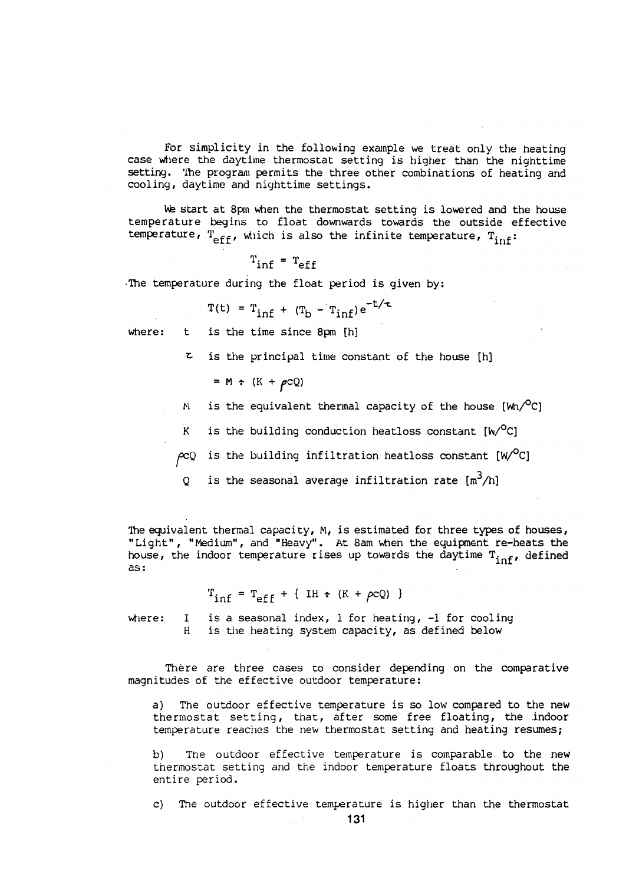For simplicity in the following example we treat only the heating case where the daytime thermostat setting is higher than the nighttime setting. The program permits the three other combinations of heating and cooling, daytime and nighttime settings.

We start at 8pm when the thermostat setting is lowered and the house temperature begins to float downwards towards the outside effective temperature, $T_{eff}$, which is also the infinite temperature, $T_{inf}$:

$$T_{inf} = T_{eff}$$

The temperature during the float period is given by:

$$T(t) = T_{inf} + (T_b - T_{inf})e^{-t/\tau}$$

where:

- $t$ is the time since 8pm [h]
- $\tau$ is the principal time constant of the house [h]

  $= M \div (K + \rho cQ)$

- $M$ is the equivalent thermal capacity of the house [Wh/°C]
- $K$ is the building conduction heatloss constant [W/°C]
- $\rho cQ$ is the building infiltration heatloss constant [W/°C]
- $Q$ is the seasonal average infiltration rate [$m^3$/h]

The equivalent thermal capacity, M, is estimated for three types of houses, "Light", "Medium", and "Heavy". At 8am when the equipment re-heats the house, the indoor temperature rises up towards the daytime $T_{inf}$, defined as:

$$T_{inf} = T_{eff} + \{ IH \div (K + \rho cQ) \}$$

where:

- $I$ is a seasonal index, 1 for heating, -1 for cooling
- $H$ is the heating system capacity, as defined below

There are three cases to consider depending on the comparative magnitudes of the effective outdoor temperature:

a) The outdoor effective temperature is so low compared to the new thermostat setting, that, after some free floating, the indoor temperature reaches the new thermostat setting and heating resumes;

b) The outdoor effective temperature is comparable to the new thermostat setting and the indoor temperature floats throughout the entire period.

c) The outdoor effective temperature is higher than the thermostat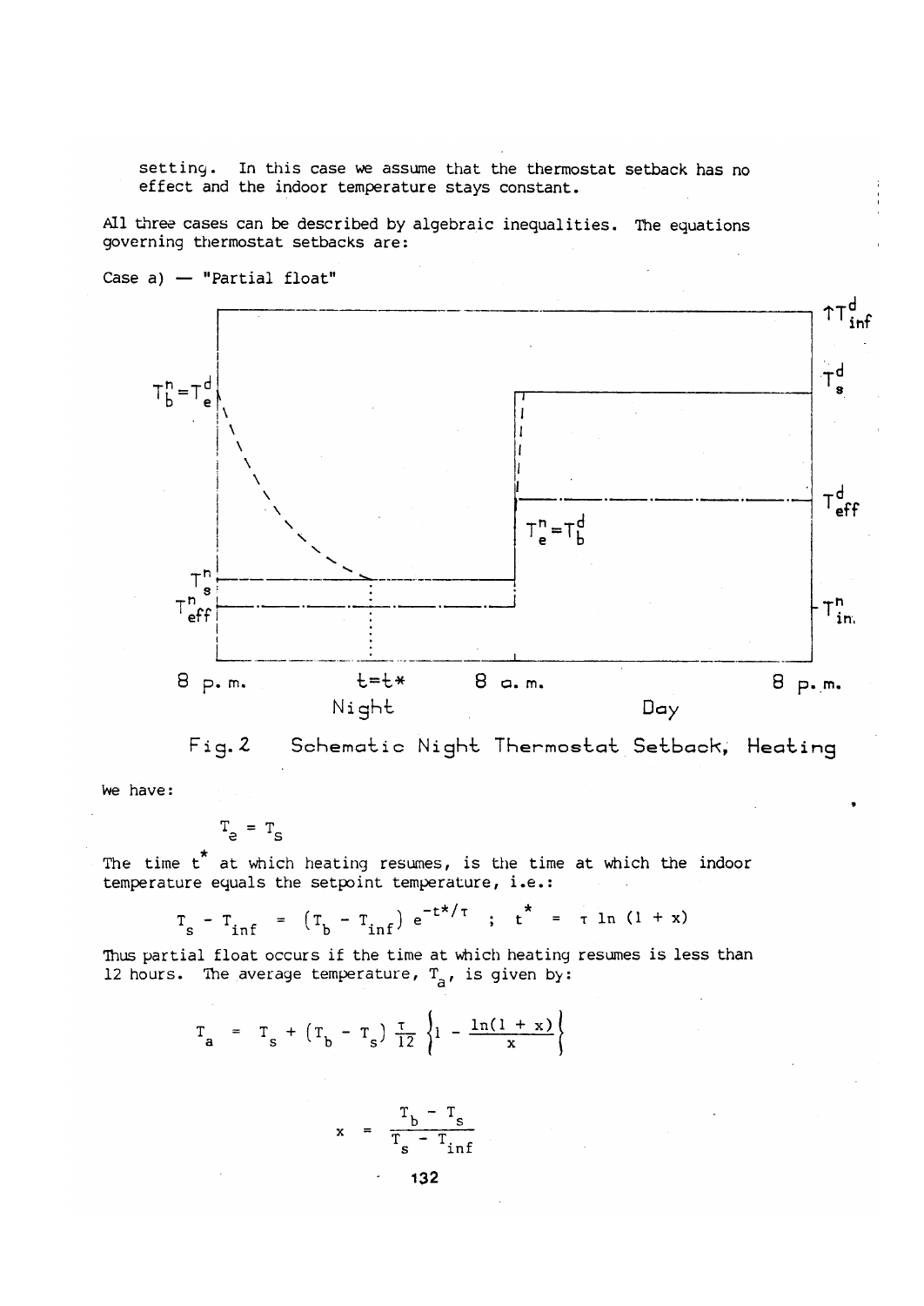setting. In this case we assume that the thermostat setback has no effect and the indoor temperature stays constant.

All three cases can be described by algebraic inequalities. The equations governing thermostat setbacks are:

Case a) — "Partial float"

Fig. 2 Schematic Night Thermostat Setback, Heating

We have:

$$T_e = T_s$$

The time $t^*$ at which heating resumes, is the time at which the indoor temperature equals the setpoint temperature, i.e.:

$$T_s - T_{inf} = \left(T_b - T_{inf}\right) e^{-t^*/\tau} \quad ; \quad t^* = \tau \ln (1 + x)$$

Thus partial float occurs if the time at which heating resumes is less than 12 hours. The average temperature, $T_a$, is given by:

$$T_a = T_s + \left(T_b - T_s\right) \frac{\tau}{12} \left\{1 - \frac{\ln(1 + x)}{x}\right\}$$

$$x = \frac{T_b - T_s}{T_s - T_{inf}}$$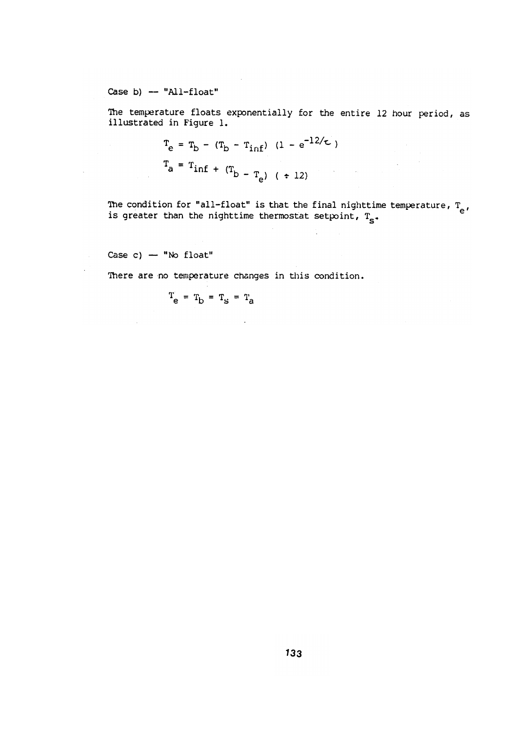Case b) — "All-float"

The temperature floats exponentially for the entire 12 hour period, as illustrated in Figure 1.

$$T_e = T_b - (T_b - T_{inf})\ (1 - e^{-12/\tau})$$

$$T_a = T_{inf} + (T_b - T_e)\ (\div 12)$$

The condition for "all-float" is that the final nighttime temperature, $T_e$, is greater than the nighttime thermostat setpoint, $T_s$.

Case c) — "No float"

There are no temperature changes in this condition.

$$T_e = T_b = T_s = T_a$$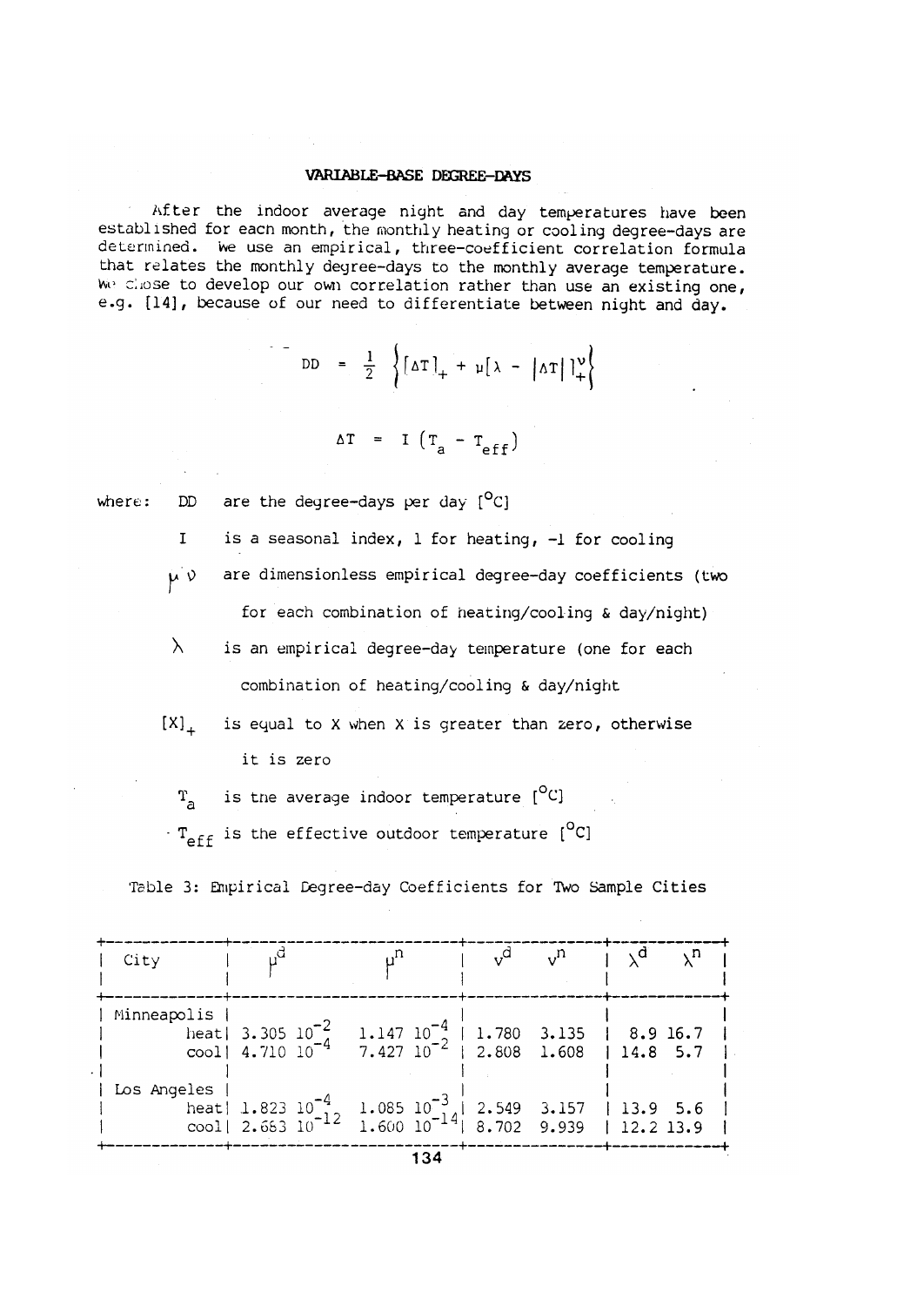## VARIABLE-BASE DEGREE-DAYS

After the indoor average night and day temperatures have been established for each month, the monthly heating or cooling degree-days are determined. We use an empirical, three-coefficient correlation formula that relates the monthly degree-days to the monthly average temperature. We chose to develop our own correlation rather than use an existing one, e.g. [14], because of our need to differentiate between night and day.

$$DD = \frac{1}{2}\left\{[\Delta T]_{+} + \mu[\lambda - |\Delta T|]_{+}^{\nu}\right\}$$

$$\Delta T = I\left(T_a - T_{eff}\right)$$

where:

- $DD$ are the degree-days per day [°C]
- $I$ is a seasonal index, 1 for heating, -1 for cooling
- $\mu$ $\nu$ are dimensionless empirical degree-day coefficients (two for each combination of heating/cooling & day/night)
- $\lambda$ is an empirical degree-day temperature (one for each combination of heating/cooling & day/night
- $[X]_{+}$ is equal to X when X is greater than zero, otherwise it is zero
- $T_a$ is the average indoor temperature [°C]
- $T_{eff}$ is the effective outdoor temperature [°C]

Table 3: Empirical Degree-day Coefficients for Two Sample Cities

| City | | $\mu^d$ | $\mu^n$ | $\nu^d$ | $\nu^n$ | $\lambda^d$ | $\lambda^n$ |
|---|---|---|---|---|---|---|---|
| Minneapolis | heat | $3.305\ 10^{-2}$ | $1.147\ 10^{-4}$ | 1.780 | 3.135 | 8.9 | 16.7 |
| | cool | $4.710\ 10^{-4}$ | $7.427\ 10^{-2}$ | 2.808 | 1.608 | 14.8 | 5.7 |
| Los Angeles | heat | $1.823\ 10^{-4}$ | $1.085\ 10^{-3}$ | 2.549 | 3.157 | 13.9 | 5.6 |
| | cool | $2.653\ 10^{-12}$ | $1.600\ 10^{-14}$ | 8.702 | 9.939 | 12.2 | 13.9 |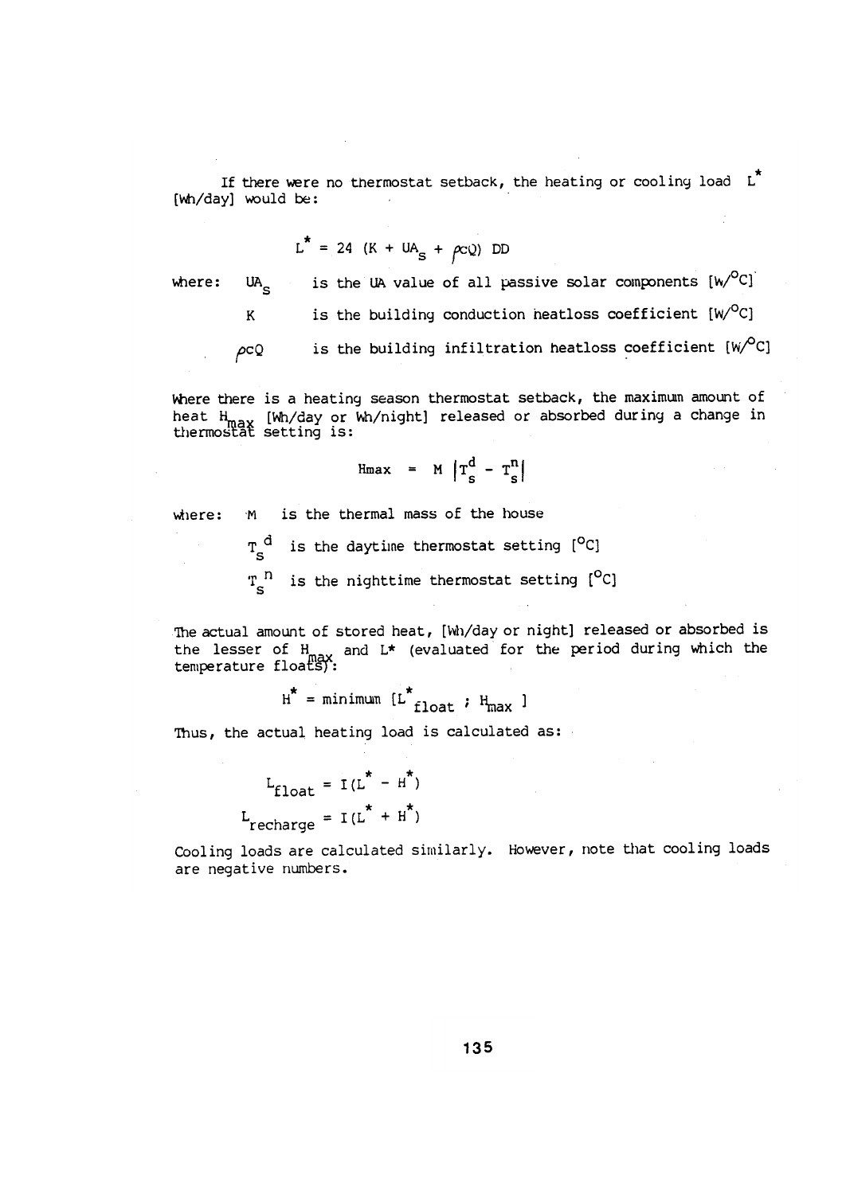If there were no thermostat setback, the heating or cooling load $L^*$ [Wh/day] would be:

$$L^* = 24\ (K + UA_s + \rho c Q)\ DD$$

where:
- $UA_s$ is the UA value of all passive solar components [W/°C]
- $K$ is the building conduction heatloss coefficient [W/°C]
- $\rho c Q$ is the building infiltration heatloss coefficient [W/°C]

Where there is a heating season thermostat setback, the maximum amount of heat $H_{max}$ [Wh/day or Wh/night] released or absorbed during a change in thermostat setting is:

$$H_{max} = M \left| T_s^d - T_s^n \right|$$

where:
- $M$ is the thermal mass of the house
- $T_s^d$ is the daytime thermostat setting [°C]
- $T_s^n$ is the nighttime thermostat setting [°C]

The actual amount of stored heat, [Wh/day or night] released or absorbed is the lesser of $H_{max}$ and $L^*$ (evaluated for the period during which the temperature floats):

$$H^* = \text{minimum}\ [L^*_{float}\ ;\ H_{max}\ ]$$

Thus, the actual heating load is calculated as:

$$L_{float} = I(L^* - H^*)$$

$$L_{recharge} = I(L^* + H^*)$$

Cooling loads are calculated similarly. However, note that cooling loads are negative numbers.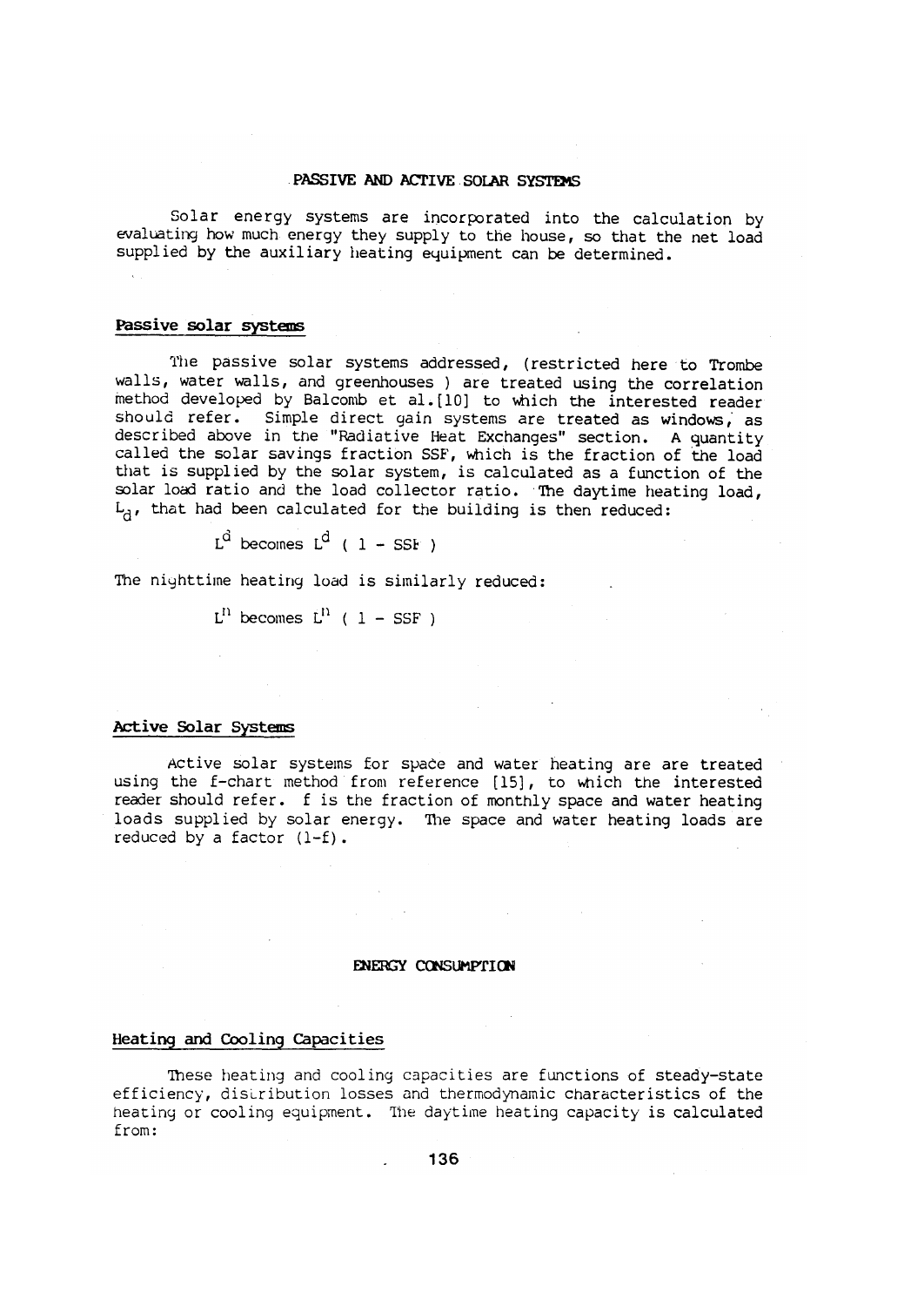## PASSIVE AND ACTIVE SOLAR SYSTEMS

Solar energy systems are incorporated into the calculation by evaluating how much energy they supply to the house, so that the net load supplied by the auxiliary heating equipment can be determined.

### Passive solar systems

The passive solar systems addressed, (restricted here to Trombe walls, water walls, and greenhouses ) are treated using the correlation method developed by Balcomb et al.[10] to which the interested reader should refer. Simple direct gain systems are treated as windows, as described above in the "Radiative Heat Exchanges" section. A quantity called the solar savings fraction SSF, which is the fraction of the load that is supplied by the solar system, is calculated as a function of the solar load ratio and the load collector ratio. The daytime heating load, $L_d$, that had been calculated for the building is then reduced:

$$L^d \text{ becomes } L^d \ ( 1 - SSF )$$

The nighttime heating load is similarly reduced:

$$L^n \text{ becomes } L^n \ ( 1 - SSF )$$

### Active Solar Systems

Active solar systems for space and water heating are are treated using the f-chart method from reference [15], to which the interested reader should refer. f is the fraction of monthly space and water heating loads supplied by solar energy. The space and water heating loads are reduced by a factor (1-f).

## ENERGY CONSUMPTION

### Heating and Cooling Capacities

These heating and cooling capacities are functions of steady-state efficiency, distribution losses and thermodynamic characteristics of the heating or cooling equipment. The daytime heating capacity is calculated from: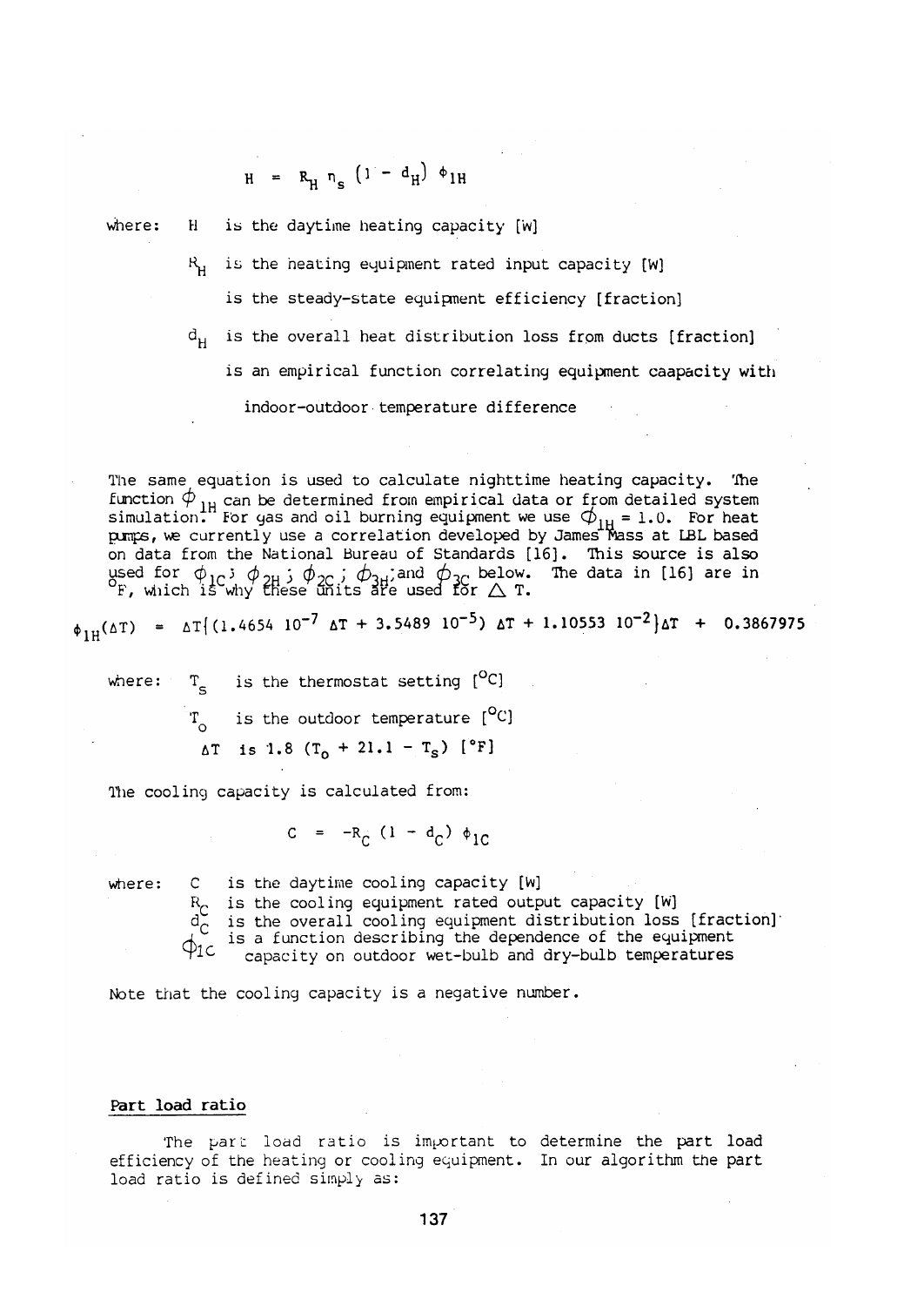$$H = R_H \, n_s \, (1 - d_H) \, \phi_{1H}$$

where: $H$ is the daytime heating capacity [W]

$R_H$ is the heating equipment rated input capacity [W]

is the steady-state equipment efficiency [fraction]

$d_H$ is the overall heat distribution loss from ducts [fraction]

is an empirical function correlating equipment caapacity with indoor-outdoor temperature difference

The same equation is used to calculate nighttime heating capacity. The function $\phi_{1H}$ can be determined from empirical data or from detailed system simulation. For gas and oil burning equipment we use $\phi_{1H} = 1.0$. For heat pumps, we currently use a correlation developed by James Mass at LBL based on data from the National Bureau of Standards [16]. This source is also used for $\phi_{1C}$; $\phi_{2H}$; $\phi_{2C}$; $\phi_{3H}$; and $\phi_{3C}$ below. The data in [16] are in °F, which is why these units are used for $\Delta$ T.

$$\phi_{1H}(\Delta T) = \Delta T\{(1.4654 \; 10^{-7} \; \Delta T + 3.5489 \; 10^{-5}) \; \Delta T + 1.10553 \; 10^{-2}\}\Delta T + 0.3867975$$

where: $T_s$ is the thermostat setting [°C]

$T_o$ is the outdoor temperature [°C]

$\Delta T$ is $1.8\,(T_o + 21.1 - T_s)$ [°F]

The cooling capacity is calculated from:

$$C = -R_C \, (1 - d_C) \, \phi_{1C}$$

where: $C$ is the daytime cooling capacity [W]

$R_C$ is the cooling equipment rated output capacity [W]

$d_C$ is the overall cooling equipment distribution loss [fraction]

$\phi_{1C}$ is a function describing the dependence of the equipment capacity on outdoor wet-bulb and dry-bulb temperatures

Note that the cooling capacity is a negative number.

## Part load ratio

The part load ratio is important to determine the part load efficiency of the heating or cooling equipment. In our algorithm the part load ratio is defined simply as: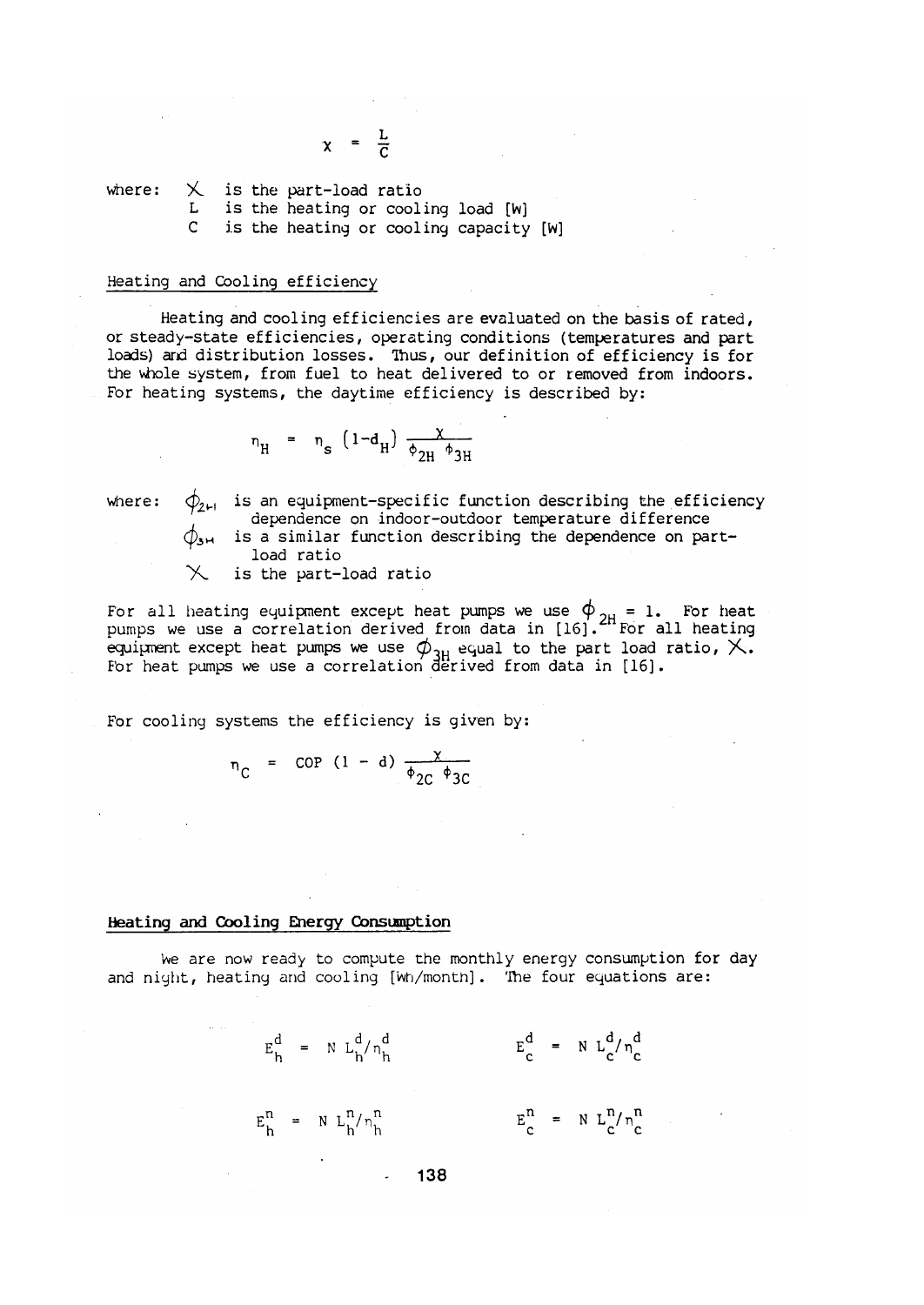$$X = \frac{L}{C}$$

where:
- $X$ is the part-load ratio
- L is the heating or cooling load [W]
- C is the heating or cooling capacity [W]

### Heating and Cooling efficiency

Heating and cooling efficiencies are evaluated on the basis of rated, or steady-state efficiencies, operating conditions (temperatures and part loads) and distribution losses. Thus, our definition of efficiency is for the whole system, from fuel to heat delivered to or removed from indoors. For heating systems, the daytime efficiency is described by:

$$\eta_H = \eta_s (1-d_H) \frac{X}{\phi_{2H}\ \phi_{3H}}$$

where:
- $\phi_{2H}$ is an equipment-specific function describing the efficiency dependence on indoor-outdoor temperature difference
- $\phi_{3H}$ is a similar function describing the dependence on part-load ratio
- $X$ is the part-load ratio

For all heating equipment except heat pumps we use $\phi_{2H} = 1$. For heat pumps we use a correlation derived from data in [16]. For all heating equipment except heat pumps we use $\phi_{3H}$ equal to the part load ratio, $X$. For heat pumps we use a correlation derived from data in [16].

For cooling systems the efficiency is given by:

$$\eta_C = \text{COP}\ (1 - d) \frac{X}{\phi_{2C}\ \phi_{3C}}$$

## Heating and Cooling Energy Consumption

We are now ready to compute the monthly energy consumption for day and night, heating and cooling [Wh/month]. The four equations are:

$$E_h^d = N\ L_h^d / \eta_h^d \qquad\qquad E_c^d = N\ L_c^d / \eta_c^d$$

$$E_h^n = N\ L_h^n / \eta_h^n \qquad\qquad E_c^n = N\ L_c^n / \eta_c^n$$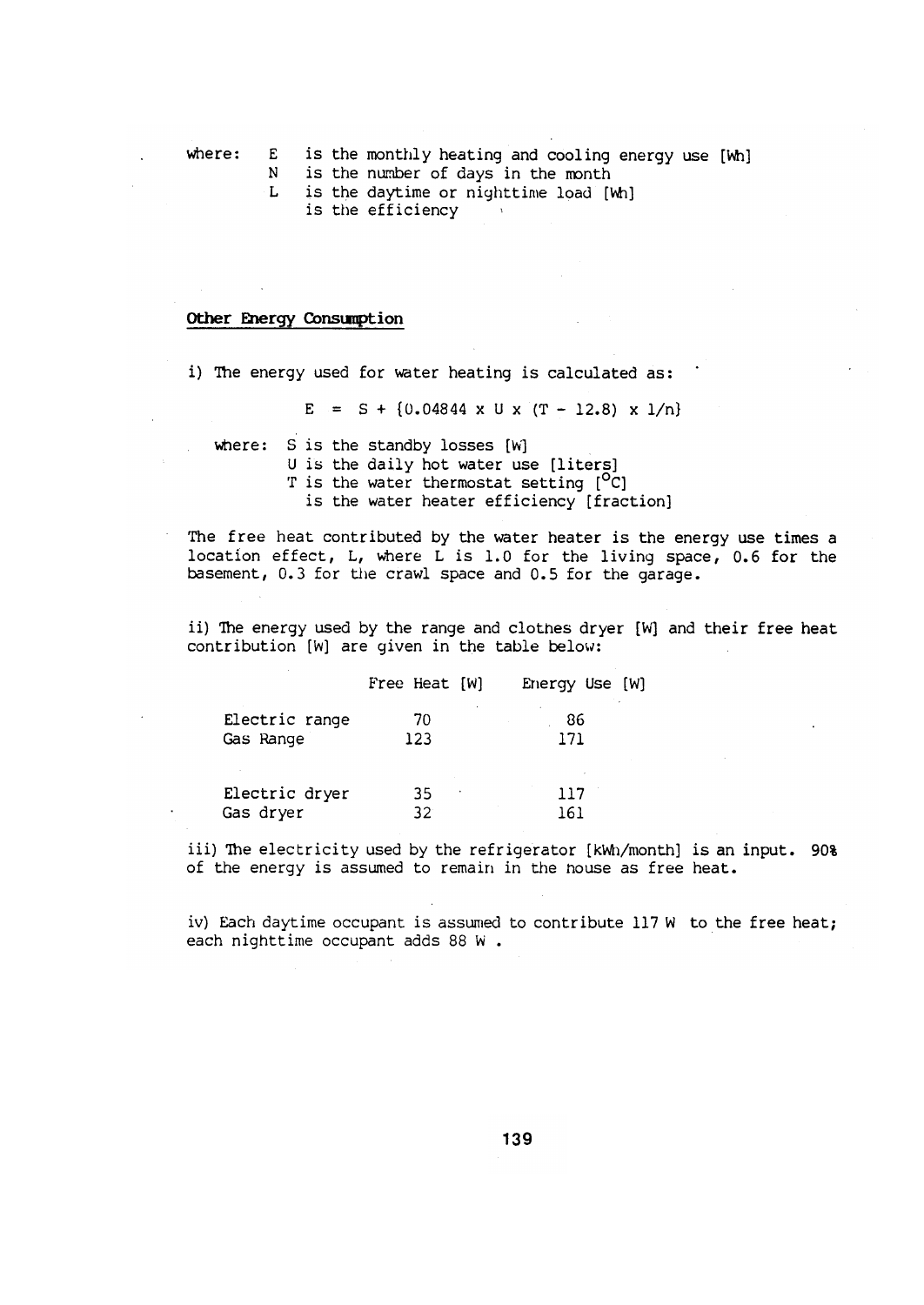where: E is the monthly heating and cooling energy use [Wh]
N is the number of days in the month
L is the daytime or nighttime load [Wh]
is the efficiency

**Other Energy Consumption**

i) The energy used for water heating is calculated as:

$$E = S + \{0.04844 \times U \times (T - 12.8) \times 1/n\}$$

where: S is the standby losses [W]
U is the daily hot water use [liters]
T is the water thermostat setting [$^{o}$C]
is the water heater efficiency [fraction]

The free heat contributed by the water heater is the energy use times a location effect, L, where L is 1.0 for the living space, 0.6 for the basement, 0.3 for the crawl space and 0.5 for the garage.

ii) The energy used by the range and clothes dryer [W] and their free heat contribution [W] are given in the table below:

| | Free Heat [W] | Energy Use [W] |
|---|---|---|
| Electric range | 70 | 86 |
| Gas Range | 123 | 171 |
| Electric dryer | 35 | 117 |
| Gas dryer | 32 | 161 |

iii) The electricity used by the refrigerator [kWh/month] is an input. 90% of the energy is assumed to remain in the house as free heat.

iv) Each daytime occupant is assumed to contribute 117 W to the free heat; each nighttime occupant adds 88 W .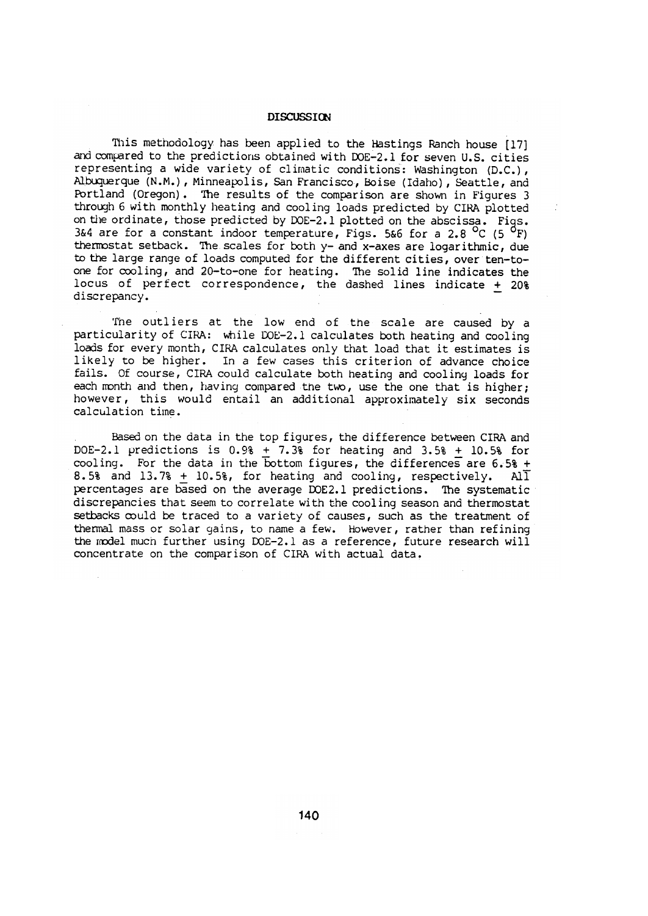## DISCUSSION

This methodology has been applied to the Hastings Ranch house [17] and compared to the predictions obtained with DOE-2.1 for seven U.S. cities representing a wide variety of climatic conditions: Washington (D.C.), Albuquerque (N.M.), Minneapolis, San Francisco, Boise (Idaho), Seattle, and Portland (Oregon). The results of the comparison are shown in Figures 3 through 6 with monthly heating and cooling loads predicted by CIRA plotted on the ordinate, those predicted by DOE-2.1 plotted on the abscissa. Figs. 3&4 are for a constant indoor temperature, Figs. 5&6 for a 2.8 °C (5 °F) thermostat setback. The scales for both y- and x-axes are logarithmic, due to the large range of loads computed for the different cities, over ten-to-one for cooling, and 20-to-one for heating. The solid line indicates the locus of perfect correspondence, the dashed lines indicate ± 20% discrepancy.

The outliers at the low end of the scale are caused by a particularity of CIRA: while DOE-2.1 calculates both heating and cooling loads for every month, CIRA calculates only that load that it estimates is likely to be higher. In a few cases this criterion of advance choice fails. Of course, CIRA could calculate both heating and cooling loads for each month and then, having compared the two, use the one that is higher; however, this would entail an additional approximately six seconds calculation time.

Based on the data in the top figures, the difference between CIRA and DOE-2.1 predictions is 0.9% ± 7.3% for heating and 3.5% ± 10.5% for cooling. For the data in the bottom figures, the differences are 6.5% ± 8.5% and 13.7% ± 10.5%, for heating and cooling, respectively. All percentages are based on the average DOE2.1 predictions. The systematic discrepancies that seem to correlate with the cooling season and thermostat setbacks could be traced to a variety of causes, such as the treatment of thermal mass or solar gains, to name a few. However, rather than refining the model much further using DOE-2.1 as a reference, future research will concentrate on the comparison of CIRA with actual data.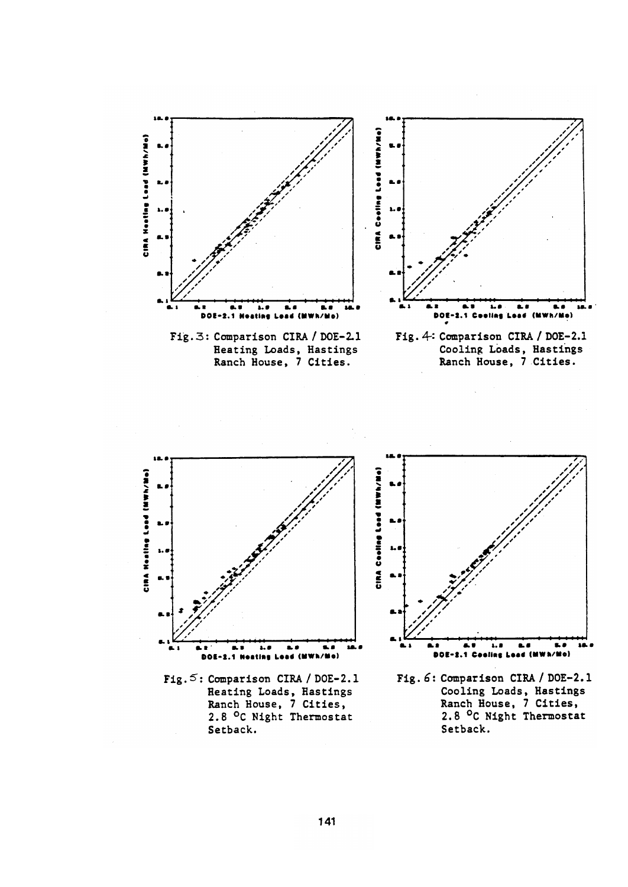Fig. 3: Comparison CIRA / DOE-2.1 Heating Loads, Hastings Ranch House, 7 Cities.

Fig. 4: Comparison CIRA / DOE-2.1 Cooling Loads, Hastings Ranch House, 7 Cities.

Fig. 5: Comparison CIRA / DOE-2.1 Heating Loads, Hastings Ranch House, 7 Cities, 2.8 °C Night Thermostat Setback.

Fig. 6: Comparison CIRA / DOE-2.1 Cooling Loads, Hastings Ranch House, 7 Cities, 2.8 °C Night Thermostat Setback.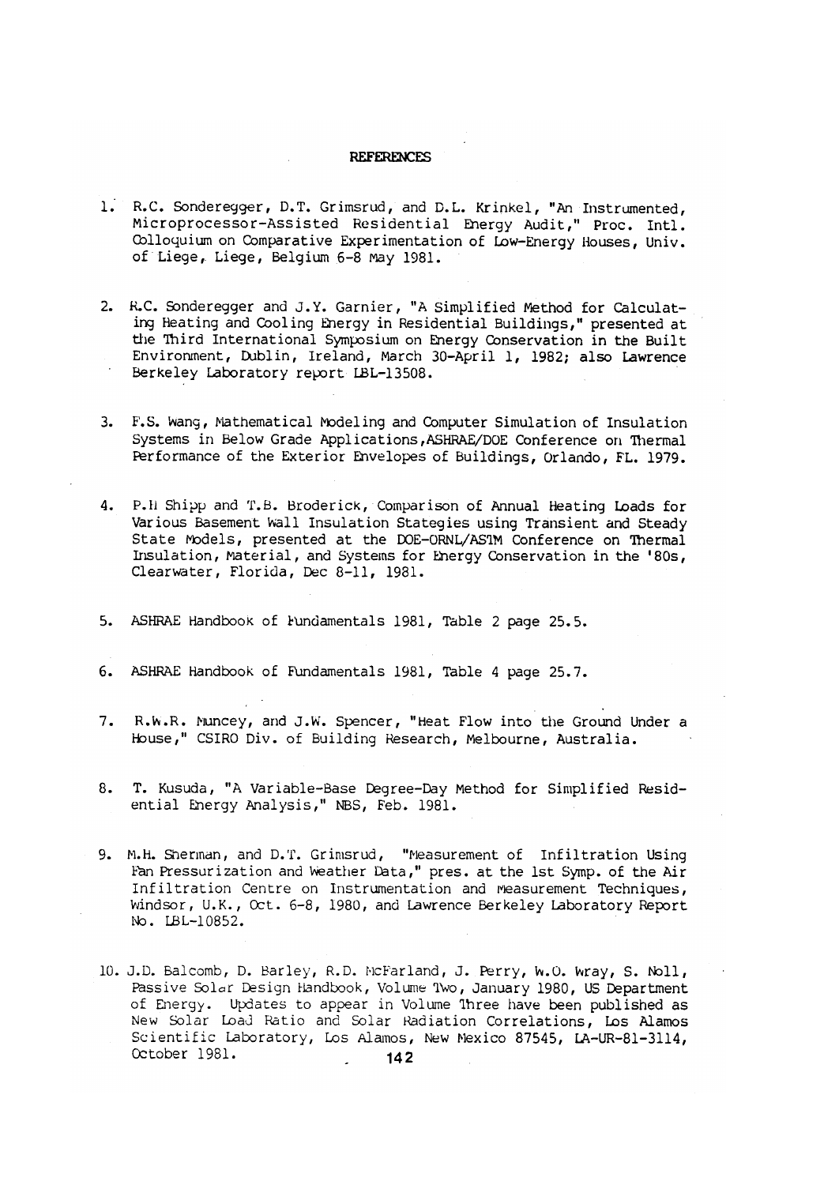# REFERENCES

1. R.C. Sonderegger, D.T. Grimsrud, and D.L. Krinkel, "An Instrumented, Microprocessor-Assisted Residential Energy Audit," Proc. Intl. Colloquium on Comparative Experimentation of Low-Energy Houses, Univ. of Liege, Liege, Belgium 6-8 May 1981.

2. R.C. Sonderegger and J.Y. Garnier, "A Simplified Method for Calculating Heating and Cooling Energy in Residential Buildings," presented at the Third International Symposium on Energy Conservation in the Built Environment, Dublin, Ireland, March 30-April 1, 1982; also Lawrence Berkeley Laboratory report LBL-13508.

3. F.S. Wang, Mathematical Modeling and Computer Simulation of Insulation Systems in Below Grade Applications,ASHRAE/DOE Conference on Thermal Performance of the Exterior Envelopes of Buildings, Orlando, FL. 1979.

4. P.H Shipp and T.B. Broderick, Comparison of Annual Heating Loads for Various Basement Wall Insulation Stategies using Transient and Steady State Models, presented at the DOE-ORNL/ASTM Conference on Thermal Insulation, Material, and Systems for Energy Conservation in the '80s, Clearwater, Florida, Dec 8-11, 1981.

5. ASHRAE Handbook of Fundamentals 1981, Table 2 page 25.5.

6. ASHRAE Handbook of Fundamentals 1981, Table 4 page 25.7.

7. R.W.R. Muncey, and J.W. Spencer, "Heat Flow into the Ground Under a House," CSIRO Div. of Building Research, Melbourne, Australia.

8. T. Kusuda, "A Variable-Base Degree-Day Method for Simplified Residential Energy Analysis," NBS, Feb. 1981.

9. M.H. Sherman, and D.T. Grimsrud, "Measurement of Infiltration Using Fan Pressurization and Weather Data," pres. at the 1st Symp. of the Air Infiltration Centre on Instrumentation and Measurement Techniques, Windsor, U.K., Oct. 6-8, 1980, and Lawrence Berkeley Laboratory Report No. LBL-10852.

10. J.D. Balcomb, D. Barley, R.D. McFarland, J. Perry, W.O. Wray, S. Noll, Passive Solar Design Handbook, Volume Two, January 1980, US Department of Energy. Updates to appear in Volume Three have been published as New Solar Load Ratio and Solar Radiation Correlations, Los Alamos Scientific Laboratory, Los Alamos, New Mexico 87545, LA-UR-81-3114, October 1981.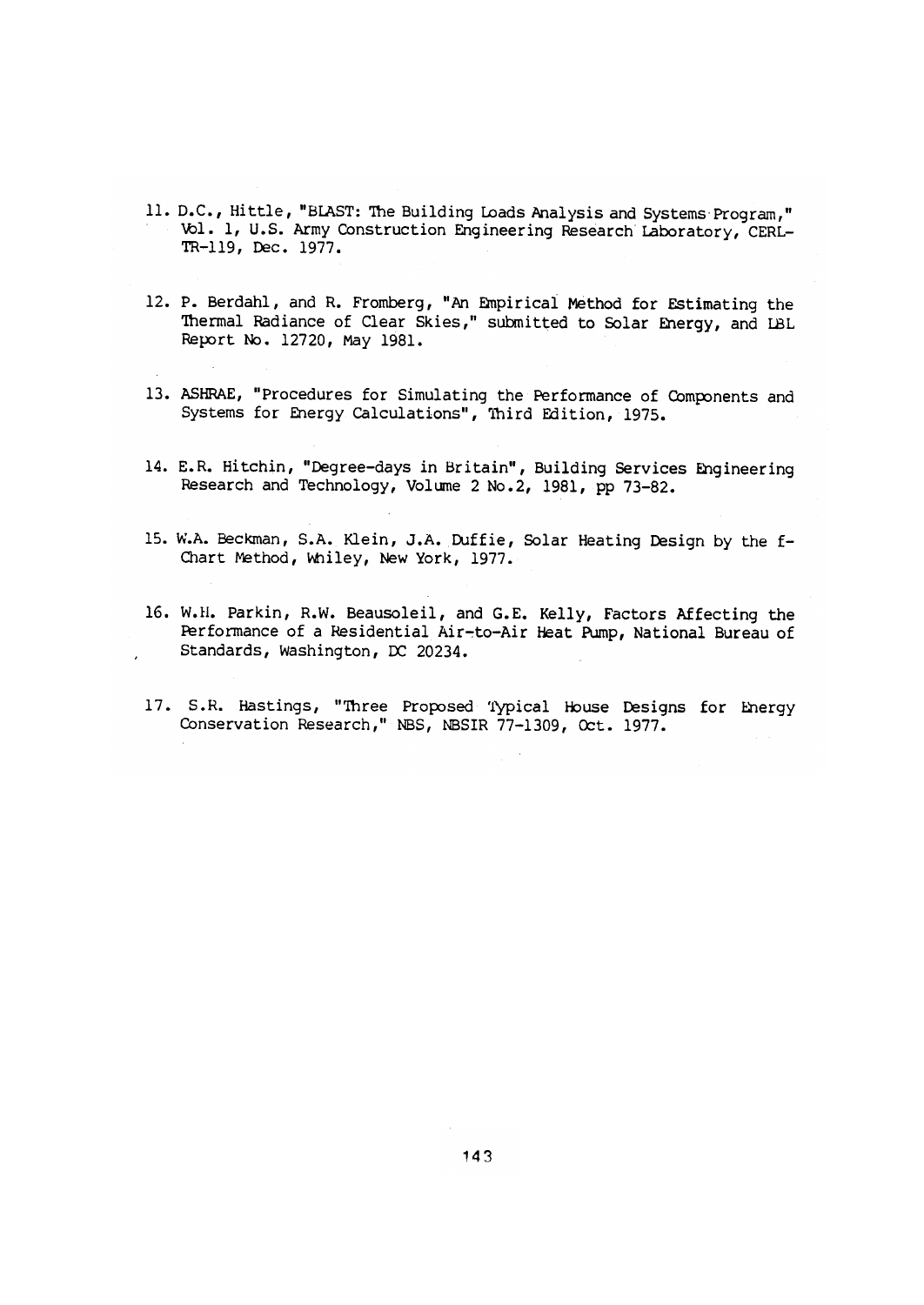11. D.C., Hittle, "BLAST: The Building Loads Analysis and Systems Program," Vol. 1, U.S. Army Construction Engineering Research Laboratory, CERL-TR-119, Dec. 1977.

12. P. Berdahl, and R. Fromberg, "An Empirical Method for Estimating the Thermal Radiance of Clear Skies," submitted to Solar Energy, and LBL Report No. 12720, May 1981.

13. ASHRAE, "Procedures for Simulating the Performance of Components and Systems for Energy Calculations", Third Edition, 1975.

14. E.R. Hitchin, "Degree-days in Britain", Building Services Engineering Research and Technology, Volume 2 No.2, 1981, pp 73-82.

15. W.A. Beckman, S.A. Klein, J.A. Duffie, Solar Heating Design by the f-Chart Method, Whiley, New York, 1977.

16. W.H. Parkin, R.W. Beausoleil, and G.E. Kelly, Factors Affecting the Performance of a Residential Air-to-Air Heat Pump, National Bureau of Standards, Washington, DC 20234.

17. S.R. Hastings, "Three Proposed Typical House Designs for Energy Conservation Research," NBS, NBSIR 77-1309, Oct. 1977.